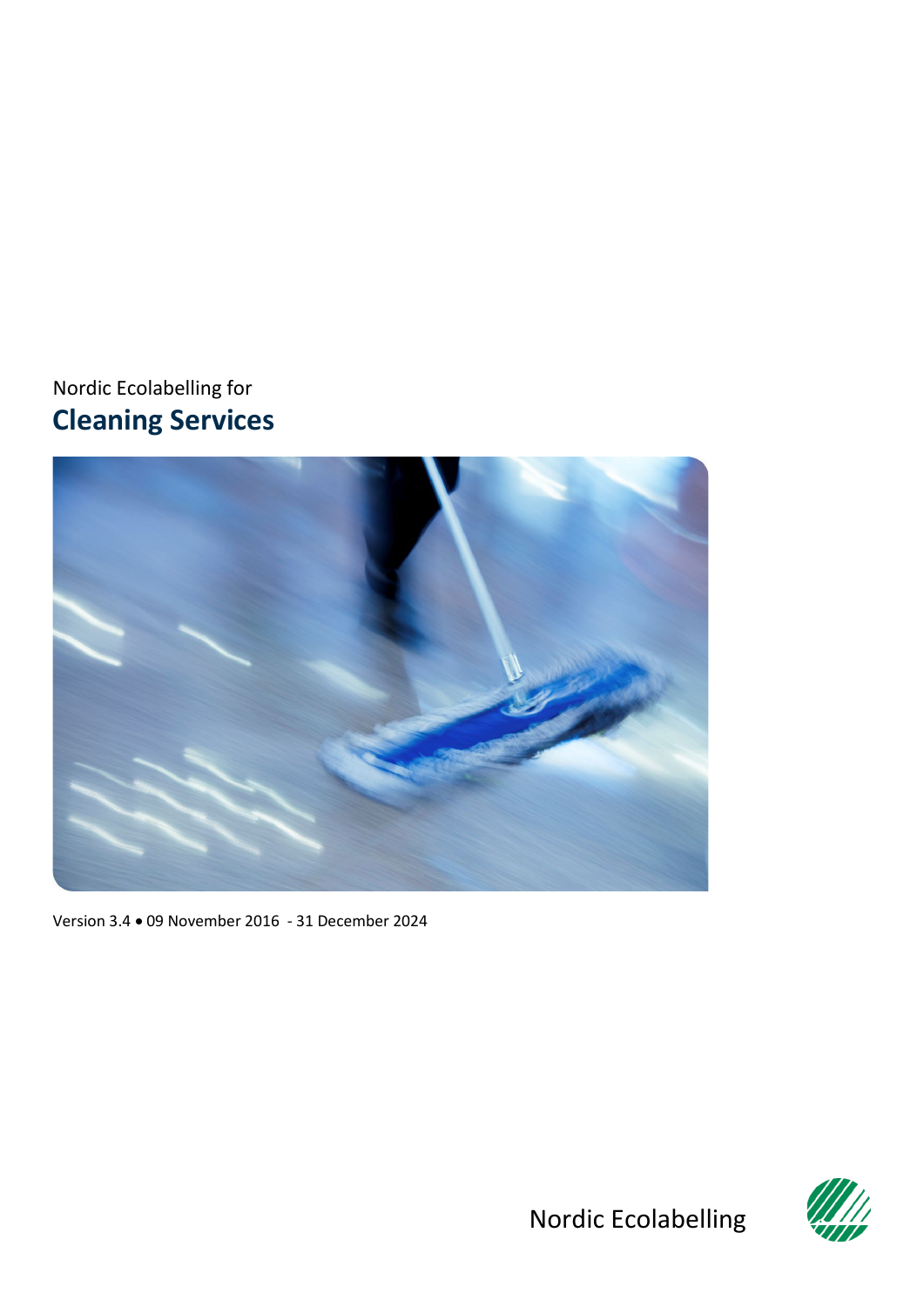Nordic Ecolabelling for

# Cleaning Services

Version 3.4 • 09 November 2016 - 31 December 2024

Nordic Ecolabelling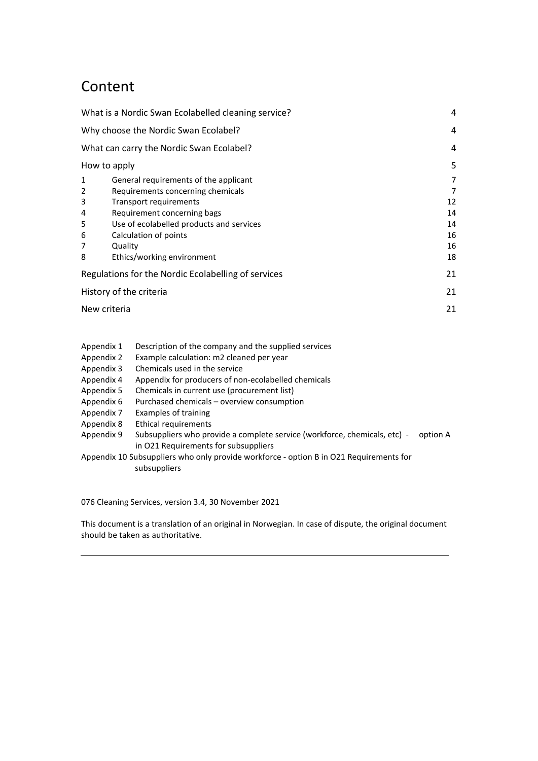# Content

| | | |
|---|---|---|
| What is a Nordic Swan Ecolabelled cleaning service? | | 4 |
| Why choose the Nordic Swan Ecolabel? | | 4 |
| What can carry the Nordic Swan Ecolabel? | | 4 |
| How to apply | | 5 |
| 1 | General requirements of the applicant | 7 |
| 2 | Requirements concerning chemicals | 7 |
| 3 | Transport requirements | 12 |
| 4 | Requirement concerning bags | 14 |
| 5 | Use of ecolabelled products and services | 14 |
| 6 | Calculation of points | 16 |
| 7 | Quality | 16 |
| 8 | Ethics/working environment | 18 |
| Regulations for the Nordic Ecolabelling of services | | 21 |
| History of the criteria | | 21 |
| New criteria | | 21 |

Appendix 1 Description of the company and the supplied services
Appendix 2 Example calculation: m2 cleaned per year
Appendix 3 Chemicals used in the service
Appendix 4 Appendix for producers of non-ecolabelled chemicals
Appendix 5 Chemicals in current use (procurement list)
Appendix 6 Purchased chemicals – overview consumption
Appendix 7 Examples of training
Appendix 8 Ethical requirements
Appendix 9 Subsuppliers who provide a complete service (workforce, chemicals, etc) - option A in O21 Requirements for subsuppliers
Appendix 10 Subsuppliers who only provide workforce - option B in O21 Requirements for subsuppliers

076 Cleaning Services, version 3.4, 30 November 2021

This document is a translation of an original in Norwegian. In case of dispute, the original document should be taken as authoritative.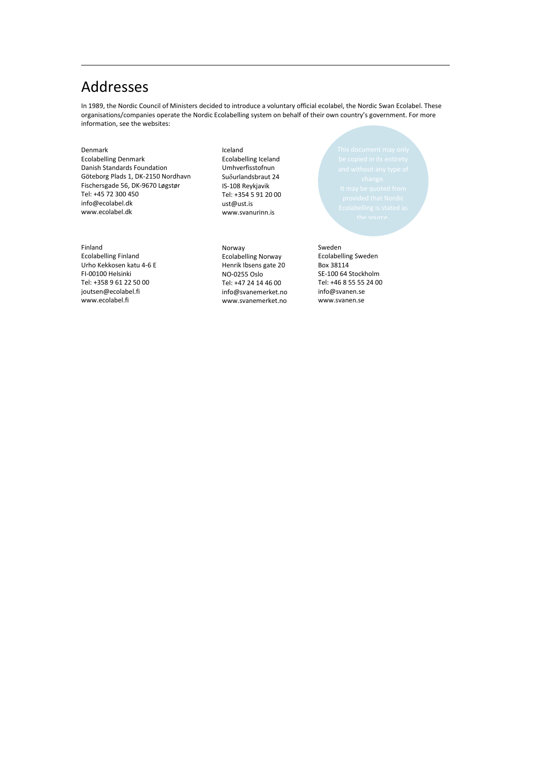# Addresses

In 1989, the Nordic Council of Ministers decided to introduce a voluntary official ecolabel, the Nordic Swan Ecolabel. These organisations/companies operate the Nordic Ecolabelling system on behalf of their own country's government. For more information, see the websites:

Denmark
Ecolabelling Denmark
Danish Standards Foundation
Göteborg Plads 1, DK-2150 Nordhavn
Fischersgade 56, DK-9670 Løgstør
Tel: +45 72 300 450
info@ecolabel.dk
www.ecolabel.dk

Iceland
Ecolabelling Iceland
Umhverfisstofnun
Suδurlandsbraut 24
IS-108 Reykjavik
Tel: +354 5 91 20 00
ust@ust.is
www.svanurinn.is

This document may only be copied in its entirety and without any type of change.
It may be quoted from provided that Nordic Ecolabelling is stated as the source.

Finland
Ecolabelling Finland
Urho Kekkosen katu 4-6 E
FI-00100 Helsinki
Tel: +358 9 61 22 50 00
joutsen@ecolabel.fi
www.ecolabel.fi

Norway
Ecolabelling Norway
Henrik Ibsens gate 20
NO-0255 Oslo
Tel: +47 24 14 46 00
info@svanemerket.no
www.svanemerket.no

Sweden
Ecolabelling Sweden
Box 38114
SE-100 64 Stockholm
Tel: +46 8 55 55 24 00
info@svanen.se
www.svanen.se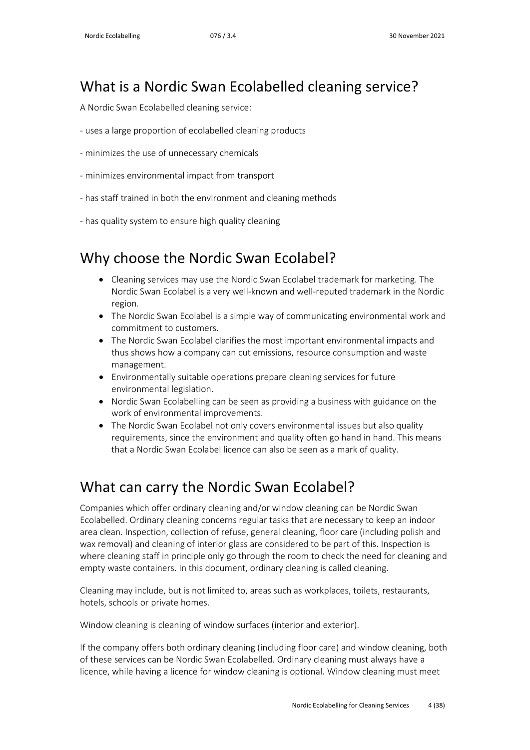## What is a Nordic Swan Ecolabelled cleaning service?

A Nordic Swan Ecolabelled cleaning service:

- uses a large proportion of ecolabelled cleaning products

- minimizes the use of unnecessary chemicals

- minimizes environmental impact from transport

- has staff trained in both the environment and cleaning methods

- has quality system to ensure high quality cleaning

## Why choose the Nordic Swan Ecolabel?

- Cleaning services may use the Nordic Swan Ecolabel trademark for marketing. The Nordic Swan Ecolabel is a very well-known and well-reputed trademark in the Nordic region.
- The Nordic Swan Ecolabel is a simple way of communicating environmental work and commitment to customers.
- The Nordic Swan Ecolabel clarifies the most important environmental impacts and thus shows how a company can cut emissions, resource consumption and waste management.
- Environmentally suitable operations prepare cleaning services for future environmental legislation.
- Nordic Swan Ecolabelling can be seen as providing a business with guidance on the work of environmental improvements.
- The Nordic Swan Ecolabel not only covers environmental issues but also quality requirements, since the environment and quality often go hand in hand. This means that a Nordic Swan Ecolabel licence can also be seen as a mark of quality.

## What can carry the Nordic Swan Ecolabel?

Companies which offer ordinary cleaning and/or window cleaning can be Nordic Swan Ecolabelled. Ordinary cleaning concerns regular tasks that are necessary to keep an indoor area clean. Inspection, collection of refuse, general cleaning, floor care (including polish and wax removal) and cleaning of interior glass are considered to be part of this. Inspection is where cleaning staff in principle only go through the room to check the need for cleaning and empty waste containers. In this document, ordinary cleaning is called cleaning.

Cleaning may include, but is not limited to, areas such as workplaces, toilets, restaurants, hotels, schools or private homes.

Window cleaning is cleaning of window surfaces (interior and exterior).

If the company offers both ordinary cleaning (including floor care) and window cleaning, both of these services can be Nordic Swan Ecolabelled. Ordinary cleaning must always have a licence, while having a licence for window cleaning is optional. Window cleaning must meet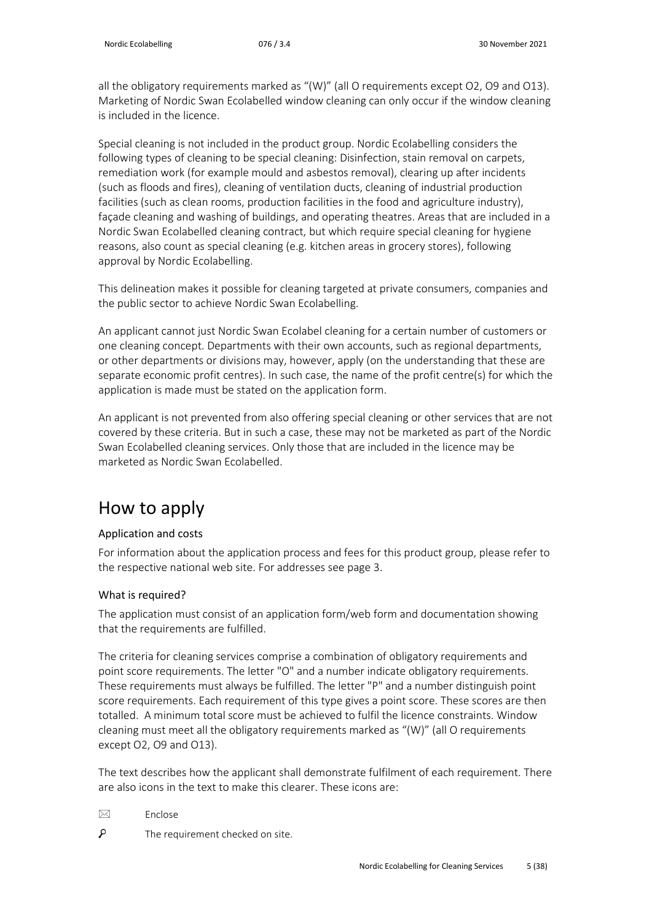all the obligatory requirements marked as "(W)" (all O requirements except O2, O9 and O13). Marketing of Nordic Swan Ecolabelled window cleaning can only occur if the window cleaning is included in the licence.

Special cleaning is not included in the product group. Nordic Ecolabelling considers the following types of cleaning to be special cleaning: Disinfection, stain removal on carpets, remediation work (for example mould and asbestos removal), clearing up after incidents (such as floods and fires), cleaning of ventilation ducts, cleaning of industrial production facilities (such as clean rooms, production facilities in the food and agriculture industry), façade cleaning and washing of buildings, and operating theatres. Areas that are included in a Nordic Swan Ecolabelled cleaning contract, but which require special cleaning for hygiene reasons, also count as special cleaning (e.g. kitchen areas in grocery stores), following approval by Nordic Ecolabelling.

This delineation makes it possible for cleaning targeted at private consumers, companies and the public sector to achieve Nordic Swan Ecolabelling.

An applicant cannot just Nordic Swan Ecolabel cleaning for a certain number of customers or one cleaning concept. Departments with their own accounts, such as regional departments, or other departments or divisions may, however, apply (on the understanding that these are separate economic profit centres). In such case, the name of the profit centre(s) for which the application is made must be stated on the application form.

An applicant is not prevented from also offering special cleaning or other services that are not covered by these criteria. But in such a case, these may not be marketed as part of the Nordic Swan Ecolabelled cleaning services. Only those that are included in the licence may be marketed as Nordic Swan Ecolabelled.

# How to apply

### Application and costs

For information about the application process and fees for this product group, please refer to the respective national web site. For addresses see page 3.

### What is required?

The application must consist of an application form/web form and documentation showing that the requirements are fulfilled.

The criteria for cleaning services comprise a combination of obligatory requirements and point score requirements. The letter "O" and a number indicate obligatory requirements. These requirements must always be fulfilled. The letter "P" and a number distinguish point score requirements. Each requirement of this type gives a point score. These scores are then totalled. A minimum total score must be achieved to fulfil the licence constraints. Window cleaning must meet all the obligatory requirements marked as "(W)" (all O requirements except O2, O9 and O13).

The text describes how the applicant shall demonstrate fulfilment of each requirement. There are also icons in the text to make this clearer. These icons are:

✉ Enclose

⚲ The requirement checked on site.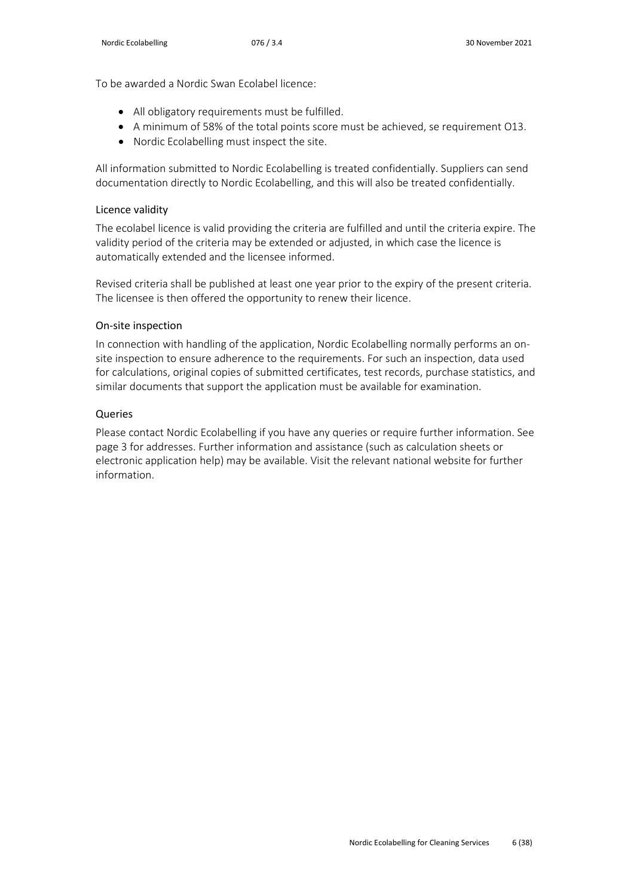To be awarded a Nordic Swan Ecolabel licence:

- All obligatory requirements must be fulfilled.
- A minimum of 58% of the total points score must be achieved, se requirement O13.
- Nordic Ecolabelling must inspect the site.

All information submitted to Nordic Ecolabelling is treated confidentially. Suppliers can send documentation directly to Nordic Ecolabelling, and this will also be treated confidentially.

### Licence validity

The ecolabel licence is valid providing the criteria are fulfilled and until the criteria expire. The validity period of the criteria may be extended or adjusted, in which case the licence is automatically extended and the licensee informed.

Revised criteria shall be published at least one year prior to the expiry of the present criteria. The licensee is then offered the opportunity to renew their licence.

### On-site inspection

In connection with handling of the application, Nordic Ecolabelling normally performs an on-site inspection to ensure adherence to the requirements. For such an inspection, data used for calculations, original copies of submitted certificates, test records, purchase statistics, and similar documents that support the application must be available for examination.

### Queries

Please contact Nordic Ecolabelling if you have any queries or require further information. See page 3 for addresses. Further information and assistance (such as calculation sheets or electronic application help) may be available. Visit the relevant national website for further information.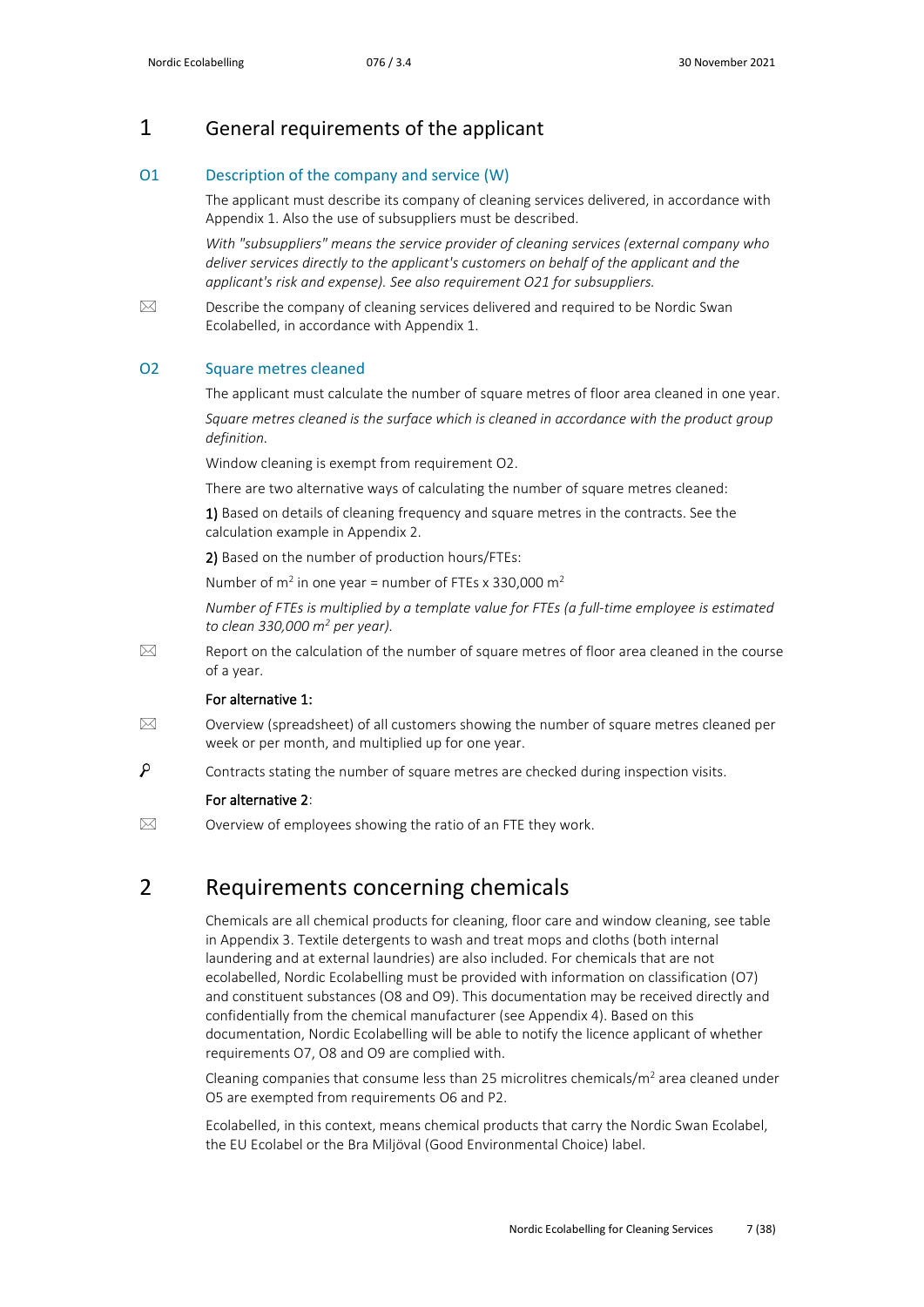# 1 General requirements of the applicant

## O1 Description of the company and service (W)

The applicant must describe its company of cleaning services delivered, in accordance with Appendix 1. Also the use of subsuppliers must be described.

*With "subsuppliers" means the service provider of cleaning services (external company who deliver services directly to the applicant's customers on behalf of the applicant and the applicant's risk and expense). See also requirement O21 for subsuppliers.*

✉ Describe the company of cleaning services delivered and required to be Nordic Swan Ecolabelled, in accordance with Appendix 1.

## O2 Square metres cleaned

The applicant must calculate the number of square metres of floor area cleaned in one year.

*Square metres cleaned is the surface which is cleaned in accordance with the product group definition.*

Window cleaning is exempt from requirement O2.

There are two alternative ways of calculating the number of square metres cleaned:

**1)** Based on details of cleaning frequency and square metres in the contracts. See the calculation example in Appendix 2.

**2)** Based on the number of production hours/FTEs:

Number of $m^2$ in one year = number of FTEs x 330,000 $m^2$

*Number of FTEs is multiplied by a template value for FTEs (a full-time employee is estimated to clean 330,000 $m^2$ per year).*

✉ Report on the calculation of the number of square metres of floor area cleaned in the course of a year.

**For alternative 1:**

✉ Overview (spreadsheet) of all customers showing the number of square metres cleaned per week or per month, and multiplied up for one year.

🔍 Contracts stating the number of square metres are checked during inspection visits.

**For alternative 2**:

✉ Overview of employees showing the ratio of an FTE they work.

# 2 Requirements concerning chemicals

Chemicals are all chemical products for cleaning, floor care and window cleaning, see table in Appendix 3. Textile detergents to wash and treat mops and cloths (both internal laundering and at external laundries) are also included. For chemicals that are not ecolabelled, Nordic Ecolabelling must be provided with information on classification (O7) and constituent substances (O8 and O9). This documentation may be received directly and confidentially from the chemical manufacturer (see Appendix 4). Based on this documentation, Nordic Ecolabelling will be able to notify the licence applicant of whether requirements O7, O8 and O9 are complied with.

Cleaning companies that consume less than 25 microlitres chemicals/$m^2$ area cleaned under O5 are exempted from requirements O6 and P2.

Ecolabelled, in this context, means chemical products that carry the Nordic Swan Ecolabel, the EU Ecolabel or the Bra Miljöval (Good Environmental Choice) label.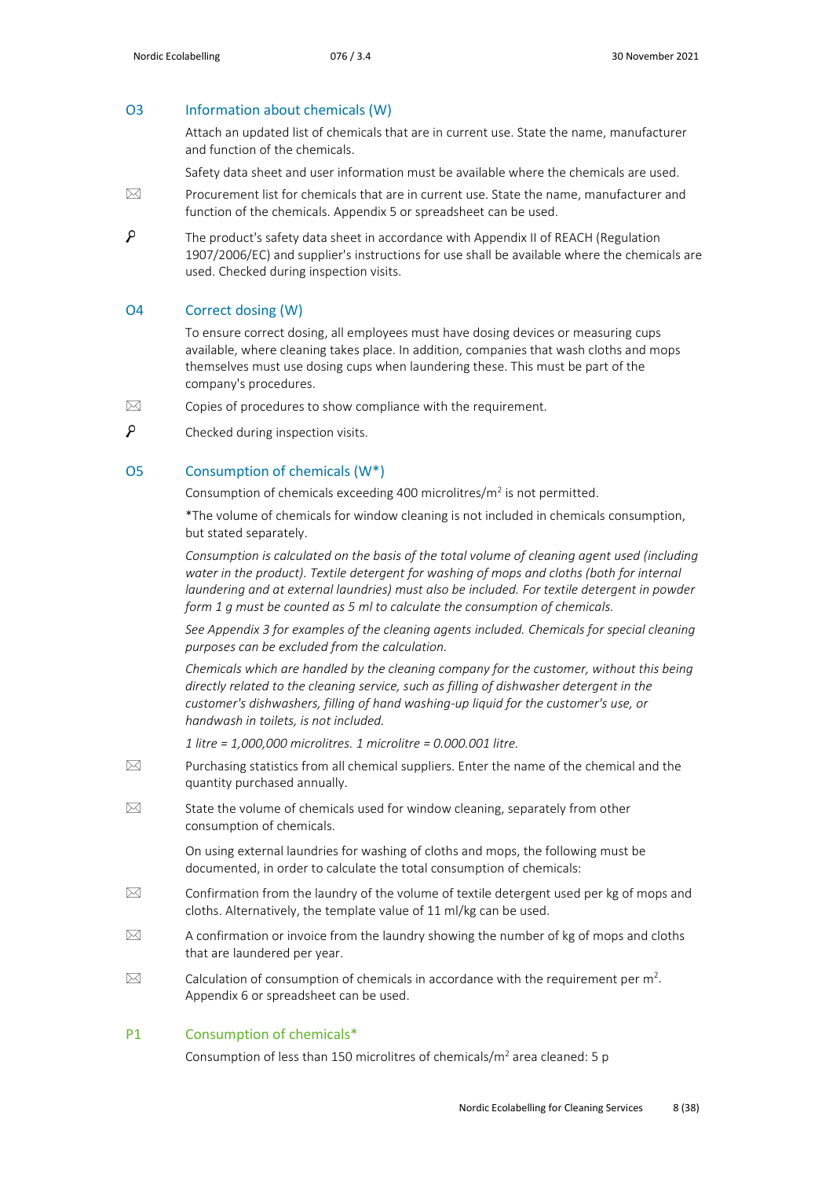## O3 Information about chemicals (W)

Attach an updated list of chemicals that are in current use. State the name, manufacturer and function of the chemicals.

Safety data sheet and user information must be available where the chemicals are used.

✉ Procurement list for chemicals that are in current use. State the name, manufacturer and function of the chemicals. Appendix 5 or spreadsheet can be used.

🔍 The product's safety data sheet in accordance with Appendix II of REACH (Regulation 1907/2006/EC) and supplier's instructions for use shall be available where the chemicals are used. Checked during inspection visits.

## O4 Correct dosing (W)

To ensure correct dosing, all employees must have dosing devices or measuring cups available, where cleaning takes place. In addition, companies that wash cloths and mops themselves must use dosing cups when laundering these. This must be part of the company's procedures.

✉ Copies of procedures to show compliance with the requirement.

🔍 Checked during inspection visits.

## O5 Consumption of chemicals (W*)

Consumption of chemicals exceeding 400 microlitres/m$^2$ is not permitted.

*The volume of chemicals for window cleaning is not included in chemicals consumption, but stated separately.

*Consumption is calculated on the basis of the total volume of cleaning agent used (including water in the product). Textile detergent for washing of mops and cloths (both for internal laundering and at external laundries) must also be included. For textile detergent in powder form 1 g must be counted as 5 ml to calculate the consumption of chemicals.*

*See Appendix 3 for examples of the cleaning agents included. Chemicals for special cleaning purposes can be excluded from the calculation.*

*Chemicals which are handled by the cleaning company for the customer, without this being directly related to the cleaning service, such as filling of dishwasher detergent in the customer's dishwashers, filling of hand washing-liquid for the customer's use, or handwash in toilets, is not included.*

*1 litre = 1,000,000 microlitres. 1 microlitre = 0.000.001 litre.*

✉ Purchasing statistics from all chemical suppliers. Enter the name of the chemical and the quantity purchased annually.

✉ State the volume of chemicals used for window cleaning, separately from other consumption of chemicals.

On using external laundries for washing of cloths and mops, the following must be documented, in order to calculate the total consumption of chemicals:

✉ Confirmation from the laundry of the volume of textile detergent used per kg of mops and cloths. Alternatively, the template value of 11 ml/kg can be used.

✉ A confirmation or invoice from the laundry showing the number of kg of mops and cloths that are laundered per year.

✉ Calculation of consumption of chemicals in accordance with the requirement per m$^2$. Appendix 6 or spreadsheet can be used.

## P1 Consumption of chemicals*

Consumption of less than 150 microlitres of chemicals/m$^2$ area cleaned: 5 p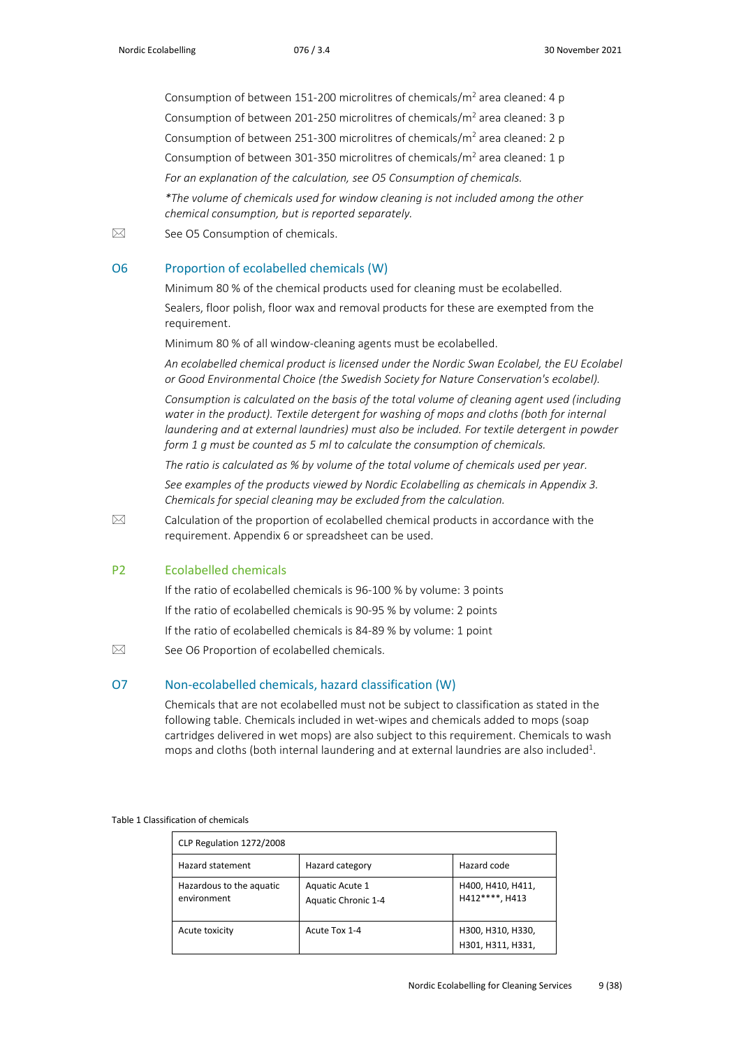Consumption of between 151-200 microlitres of chemicals/m$^2$ area cleaned: 4 p

Consumption of between 201-250 microlitres of chemicals/m$^2$ area cleaned: 3 p

Consumption of between 251-300 microlitres of chemicals/m$^2$ area cleaned: 2 p

Consumption of between 301-350 microlitres of chemicals/m$^2$ area cleaned: 1 p

*For an explanation of the calculation, see O5 Consumption of chemicals.*

**The volume of chemicals used for window cleaning is not included among the other chemical consumption, but is reported separately.*

✉ See O5 Consumption of chemicals.

## O6 Proportion of ecolabelled chemicals (W)

Minimum 80 % of the chemical products used for cleaning must be ecolabelled.

Sealers, floor polish, floor wax and removal products for these are exempted from the requirement.

Minimum 80 % of all window-cleaning agents must be ecolabelled.

*An ecolabelled chemical product is licensed under the Nordic Swan Ecolabel, the EU Ecolabel or Good Environmental Choice (the Swedish Society for Nature Conservation's ecolabel).*

*Consumption is calculated on the basis of the total volume of cleaning agent used (including water in the product). Textile detergent for washing of mops and cloths (both for internal laundering and at external laundries) must also be included. For textile detergent in powder form 1 g must be counted as 5 ml to calculate the consumption of chemicals.*

*The ratio is calculated as % by volume of the total volume of chemicals used per year.*

*See examples of the products viewed by Nordic Ecolabelling as chemicals in Appendix 3. Chemicals for special cleaning may be excluded from the calculation.*

✉ Calculation of the proportion of ecolabelled chemical products in accordance with the requirement. Appendix 6 or spreadsheet can be used.

## P2 Ecolabelled chemicals

If the ratio of ecolabelled chemicals is 96-100 % by volume: 3 points

If the ratio of ecolabelled chemicals is 90-95 % by volume: 2 points

If the ratio of ecolabelled chemicals is 84-89 % by volume: 1 point

✉ See O6 Proportion of ecolabelled chemicals.

## O7 Non-ecolabelled chemicals, hazard classification (W)

Chemicals that are not ecolabelled must not be subject to classification as stated in the following table. Chemicals included in wet-wipes and chemicals added to mops (soap cartridges delivered in wet mops) are also subject to this requirement. Chemicals to wash mops and cloths (both internal laundering and at external laundries are also included[1].

Table 1 Classification of chemicals

| CLP Regulation 1272/2008 | | |
|---|---|---|
| Hazard statement | Hazard category | Hazard code |
| Hazardous to the aquatic environment | Aquatic Acute 1<br>Aquatic Chronic 1-4 | H400, H410, H411, H412****, H413 |
| Acute toxicity | Acute Tox 1-4 | H300, H310, H330, H301, H311, H331, |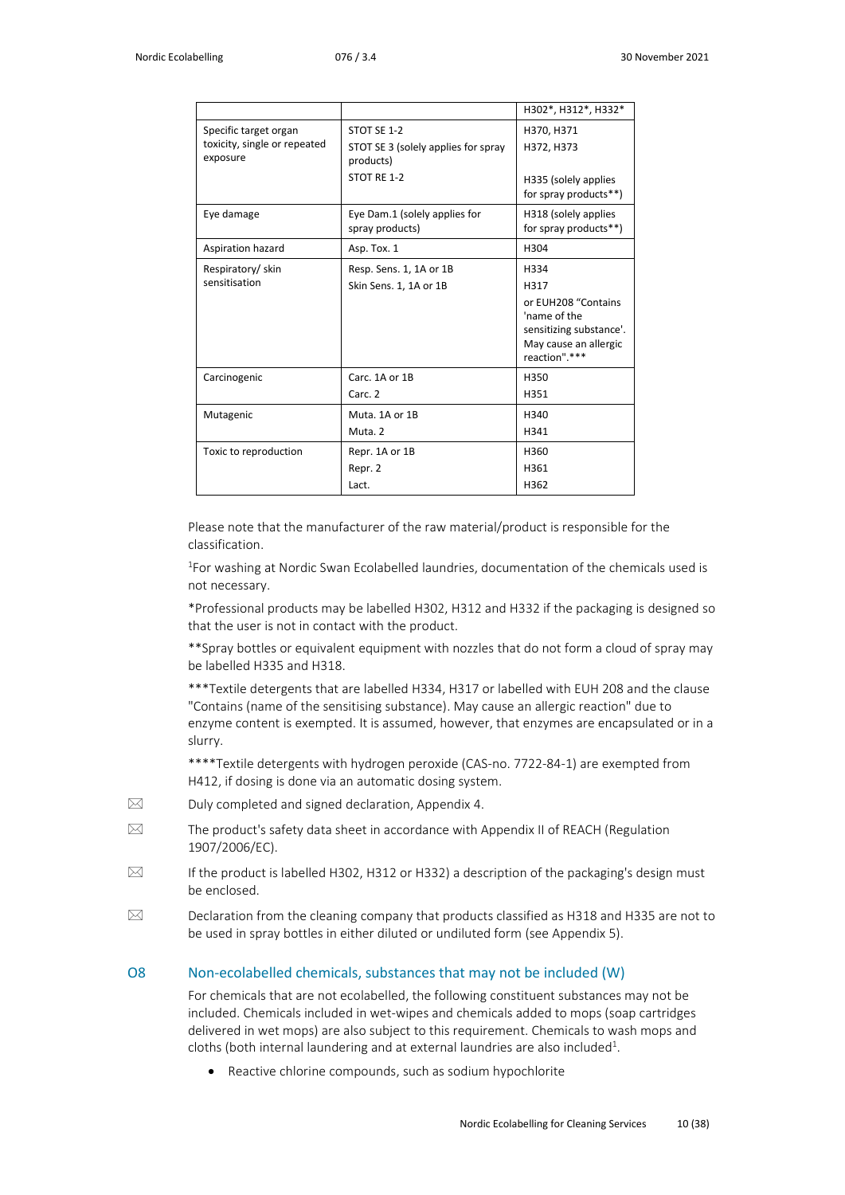| | | |
|---|---|---|
| | | H302*, H312*, H332* |
| Specific target organ toxicity, single or repeated exposure | STOT SE 1-2<br>STOT SE 3 (solely applies for spray products)<br>STOT RE 1-2 | H370, H371<br>H372, H373<br>H335 (solely applies for spray products**) |
| Eye damage | Eye Dam.1 (solely applies for spray products) | H318 (solely applies for spray products**) |
| Aspiration hazard | Asp. Tox. 1 | H304 |
| Respiratory/ skin sensitisation | Resp. Sens. 1, 1A or 1B<br>Skin Sens. 1, 1A or 1B | H334<br>H317<br>or EUH208 "Contains 'name of the sensitizing substance'. May cause an allergic reaction".*** |
| Carcinogenic | Carc. 1A or 1B<br>Carc. 2 | H350<br>H351 |
| Mutagenic | Muta. 1A or 1B<br>Muta. 2 | H340<br>H341 |
| Toxic to reproduction | Repr. 1A or 1B<br>Repr. 2<br>Lact. | H360<br>H361<br>H362 |

Please note that the manufacturer of the raw material/product is responsible for the classification.

[1]For washing at Nordic Swan Ecolabelled laundries, documentation of the chemicals used is not necessary.

*Professional products may be labelled H302, H312 and H332 if the packaging is designed so that the user is not in contact with the product.

**Spray bottles or equivalent equipment with nozzles that do not form a cloud of spray may be labelled H335 and H318.

***Textile detergents that are labelled H334, H317 or labelled with EUH 208 and the clause "Contains (name of the sensitising substance). May cause an allergic reaction" due to enzyme content is exempted. It is assumed, however, that enzymes are encapsulated or in a slurry.

****Textile detergents with hydrogen peroxide (CAS-no. 7722-84-1) are exempted from H412, if dosing is done via an automatic dosing system.

✉ Duly completed and signed declaration, Appendix 4.

✉ The product's safety data sheet in accordance with Appendix II of REACH (Regulation 1907/2006/EC).

✉ If the product is labelled H302, H312 or H332) a description of the packaging's design must be enclosed.

✉ Declaration from the cleaning company that products classified as H318 and H335 are not to be used in spray bottles in either diluted or undiluted form (see Appendix 5).

## O8 Non-ecolabelled chemicals, substances that may not be included (W)

For chemicals that are not ecolabelled, the following constituent substances may not be included. Chemicals included in wet-wipes and chemicals added to mops (soap cartridges delivered in wet mops) are also subject to this requirement. Chemicals to wash mops and cloths (both internal laundering and at external laundries are also included[1].

- Reactive chlorine compounds, such as sodium hypochlorite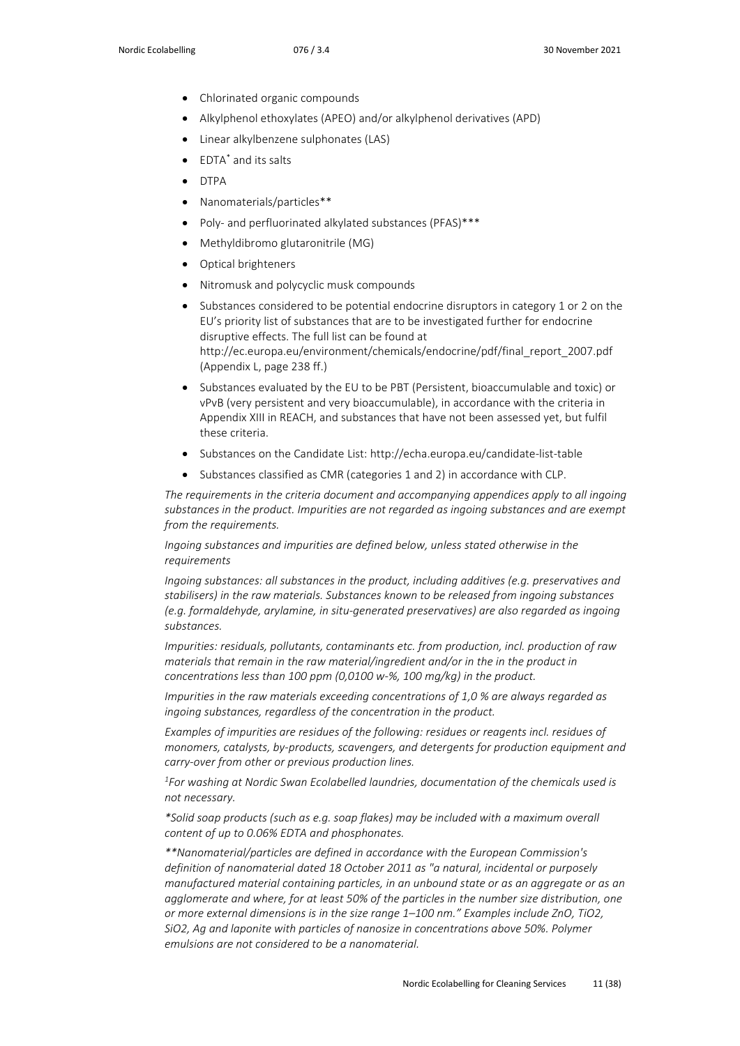- Chlorinated organic compounds
- Alkylphenol ethoxylates (APEO) and/or alkylphenol derivatives (APD)
- Linear alkylbenzene sulphonates (LAS)
- EDTA* and its salts
- DTPA
- Nanomaterials/particles**
- Poly- and perfluorinated alkylated substances (PFAS)***
- Methyldibromo glutaronitrile (MG)
- Optical brighteners
- Nitromusk and polycyclic musk compounds
- Substances considered to be potential endocrine disruptors in category 1 or 2 on the EU's priority list of substances that are to be investigated further for endocrine disruptive effects. The full list can be found at http://ec.europa.eu/environment/chemicals/endocrine/pdf/final_report_2007.pdf (Appendix L, page 238 ff.)
- Substances evaluated by the EU to be PBT (Persistent, bioaccumulable and toxic) or vPvB (very persistent and very bioaccumulable), in accordance with the criteria in Appendix XIII in REACH, and substances that have not been assessed yet, but fulfil these criteria.
- Substances on the Candidate List: http://echa.europa.eu/candidate-list-table
- Substances classified as CMR (categories 1 and 2) in accordance with CLP.

*The requirements in the criteria document and accompanying appendices apply to all ingoing substances in the product. Impurities are not regarded as ingoing substances and are exempt from the requirements.*

*Ingoing substances and impurities are defined below, unless stated otherwise in the requirements*

*Ingoing substances: all substances in the product, including additives (e.g. preservatives and stabilisers) in the raw materials. Substances known to be released from ingoing substances (e.g. formaldehyde, arylamine, in situ-generated preservatives) are also regarded as ingoing substances.*

*Impurities: residuals, pollutants, contaminants etc. from production, incl. production of raw materials that remain in the raw material/ingredient and/or in the in the product in concentrations less than 100 ppm (0,0100 w-%, 100 mg/kg) in the product.*

*Impurities in the raw materials exceeding concentrations of 1,0 % are always regarded as ingoing substances, regardless of the concentration in the product.*

*Examples of impurities are residues of the following: residues or reagents incl. residues of monomers, catalysts, by-products, scavengers, and detergents for production equipment and carry-over from other or previous production lines.*

*[1]For washing at Nordic Swan Ecolabelled laundries, documentation of the chemicals used is not necessary.*

*\*Solid soap products (such as e.g. soap flakes) may be included with a maximum overall content of up to 0.06% EDTA and phosphonates.*

*\*\*Nanomaterial/particles are defined in accordance with the European Commission's definition of nanomaterial dated 18 October 2011 as "a natural, incidental or purposely manufactured material containing particles, in an unbound state or as an aggregate or as an agglomerate and where, for at least 50% of the particles in the number size distribution, one or more external dimensions is in the size range 1–100 nm." Examples include ZnO, TiO2, SiO2, Ag and laponite with particles of nanosize in concentrations above 50%. Polymer emulsions are not considered to be a nanomaterial.*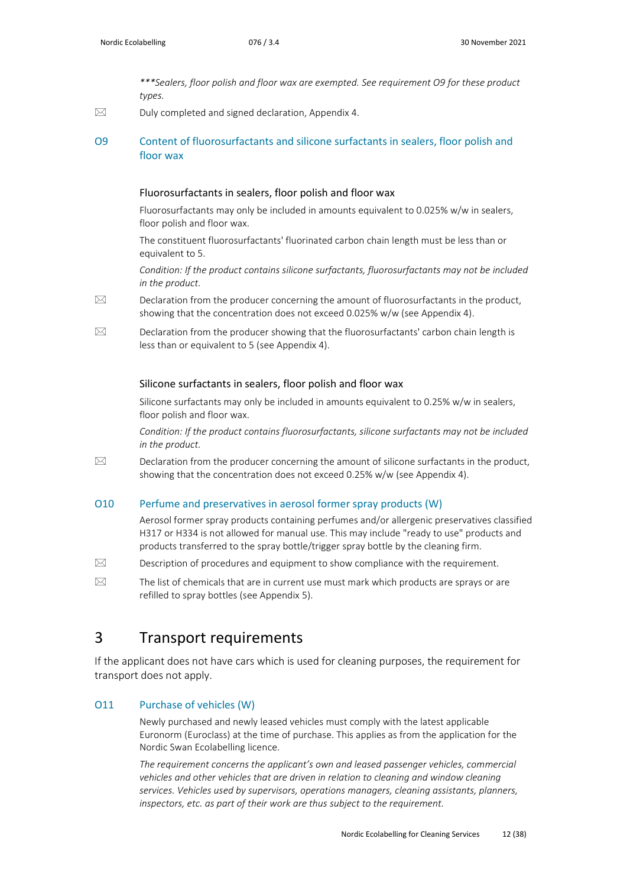****Sealers, floor polish and floor wax are exempted. See requirement O9 for these product types.*

✉ Duly completed and signed declaration, Appendix 4.

## O9 Content of fluorosurfactants and silicone surfactants in sealers, floor polish and floor wax

### Fluorosurfactants in sealers, floor polish and floor wax

Fluorosurfactants may only be included in amounts equivalent to 0.025% w/w in sealers, floor polish and floor wax.

The constituent fluorosurfactants' fluorinated carbon chain length must be less than or equivalent to 5.

*Condition: If the product contains silicone surfactants, fluorosurfactants may not be included in the product.*

✉ Declaration from the producer concerning the amount of fluorosurfactants in the product, showing that the concentration does not exceed 0.025% w/w (see Appendix 4).

✉ Declaration from the producer showing that the fluorosurfactants' carbon chain length is less than or equivalent to 5 (see Appendix 4).

### Silicone surfactants in sealers, floor polish and floor wax

Silicone surfactants may only be included in amounts equivalent to 0.25% w/w in sealers, floor polish and floor wax.

*Condition: If the product contains fluorosurfactants, silicone surfactants may not be included in the product.*

✉ Declaration from the producer concerning the amount of silicone surfactants in the product, showing that the concentration does not exceed 0.25% w/w (see Appendix 4).

## O10 Perfume and preservatives in aerosol former spray products (W)

Aerosol former spray products containing perfumes and/or allergenic preservatives classified H317 or H334 is not allowed for manual use. This may include "ready to use" products and products transferred to the spray bottle/trigger spray bottle by the cleaning firm.

✉ Description of procedures and equipment to show compliance with the requirement.

✉ The list of chemicals that are in current use must mark which products are sprays or are refilled to spray bottles (see Appendix 5).

# 3 Transport requirements

If the applicant does not have cars which is used for cleaning purposes, the requirement for transport does not apply.

## O11 Purchase of vehicles (W)

Newly purchased and newly leased vehicles must comply with the latest applicable Euronorm (Euroclass) at the time of purchase. This applies as from the application for the Nordic Swan Ecolabelling licence.

*The requirement concerns the applicant's own and leased passenger vehicles, commercial vehicles and other vehicles that are driven in relation to cleaning and window cleaning services. Vehicles used by supervisors, operations managers, cleaning assistants, planners, inspectors, etc. as part of their work are thus subject to the requirement.*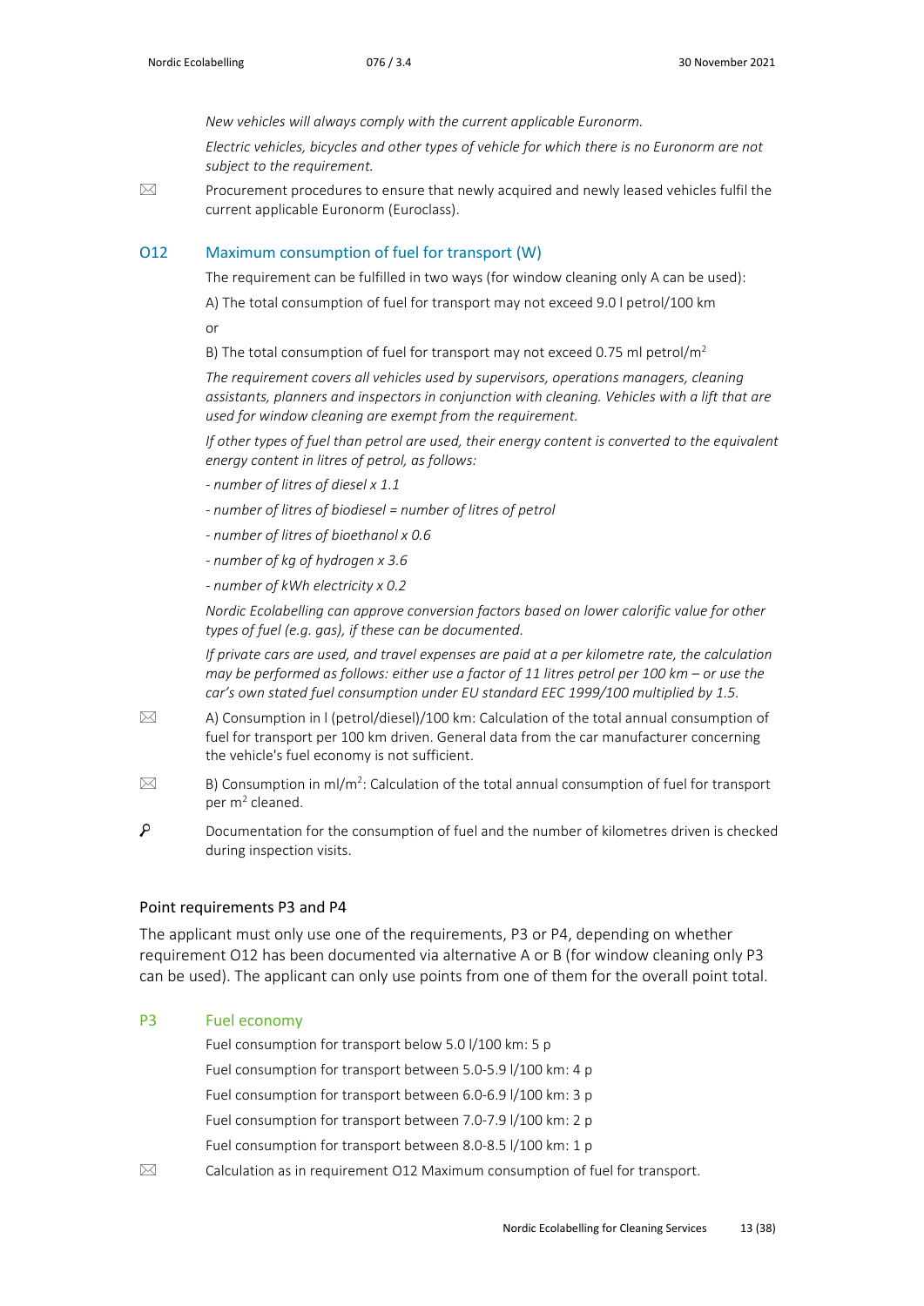*New vehicles will always comply with the current applicable Euronorm.*

*Electric vehicles, bicycles and other types of vehicle for which there is no Euronorm are not subject to the requirement.*

✉ Procurement procedures to ensure that newly acquired and newly leased vehicles fulfil the current applicable Euronorm (Euroclass).

### O12 Maximum consumption of fuel for transport (W)

The requirement can be fulfilled in two ways (for window cleaning only A can be used):

A) The total consumption of fuel for transport may not exceed 9.0 l petrol/100 km

or

B) The total consumption of fuel for transport may not exceed 0.75 ml petrol/m$^2$

*The requirement covers all vehicles used by supervisors, operations managers, cleaning assistants, planners and inspectors in conjunction with cleaning. Vehicles with a lift that are used for window cleaning are exempt from the requirement.*

*If other types of fuel than petrol are used, their energy content is converted to the equivalent energy content in litres of petrol, as follows:*

*- number of litres of diesel x 1.1*

*- number of litres of biodiesel = number of litres of petrol*

*- number of litres of bioethanol x 0.6*

*- number of kg of hydrogen x 3.6*

*- number of kWh electricity x 0.2*

*Nordic Ecolabelling can approve conversion factors based on lower calorific value for other types of fuel (e.g. gas), if these can be documented.*

*If private cars are used, and travel expenses are paid at a per kilometre rate, the calculation may be performed as follows: either use a factor of 11 litres petrol per 100 km – or use the car's own stated fuel consumption under EU standard EEC 1999/100 multiplied by 1.5.*

✉ A) Consumption in l (petrol/diesel)/100 km: Calculation of the total annual consumption of fuel for transport per 100 km driven. General data from the car manufacturer concerning the vehicle's fuel economy is not sufficient.

✉ B) Consumption in ml/m$^2$: Calculation of the total annual consumption of fuel for transport per m$^2$ cleaned.

🔍 Documentation for the consumption of fuel and the number of kilometres driven is checked during inspection visits.

## Point requirements P3 and P4

The applicant must only use one of the requirements, P3 or P4, depending on whether requirement O12 has been documented via alternative A or B (for window cleaning only P3 can be used). The applicant can only use points from one of them for the overall point total.

### P3 Fuel economy

Fuel consumption for transport below 5.0 l/100 km: 5 p

Fuel consumption for transport between 5.0-5.9 l/100 km: 4 p

Fuel consumption for transport between 6.0-6.9 l/100 km: 3 p

Fuel consumption for transport between 7.0-7.9 l/100 km: 2 p

Fuel consumption for transport between 8.0-8.5 l/100 km: 1 p

✉ Calculation as in requirement O12 Maximum consumption of fuel for transport.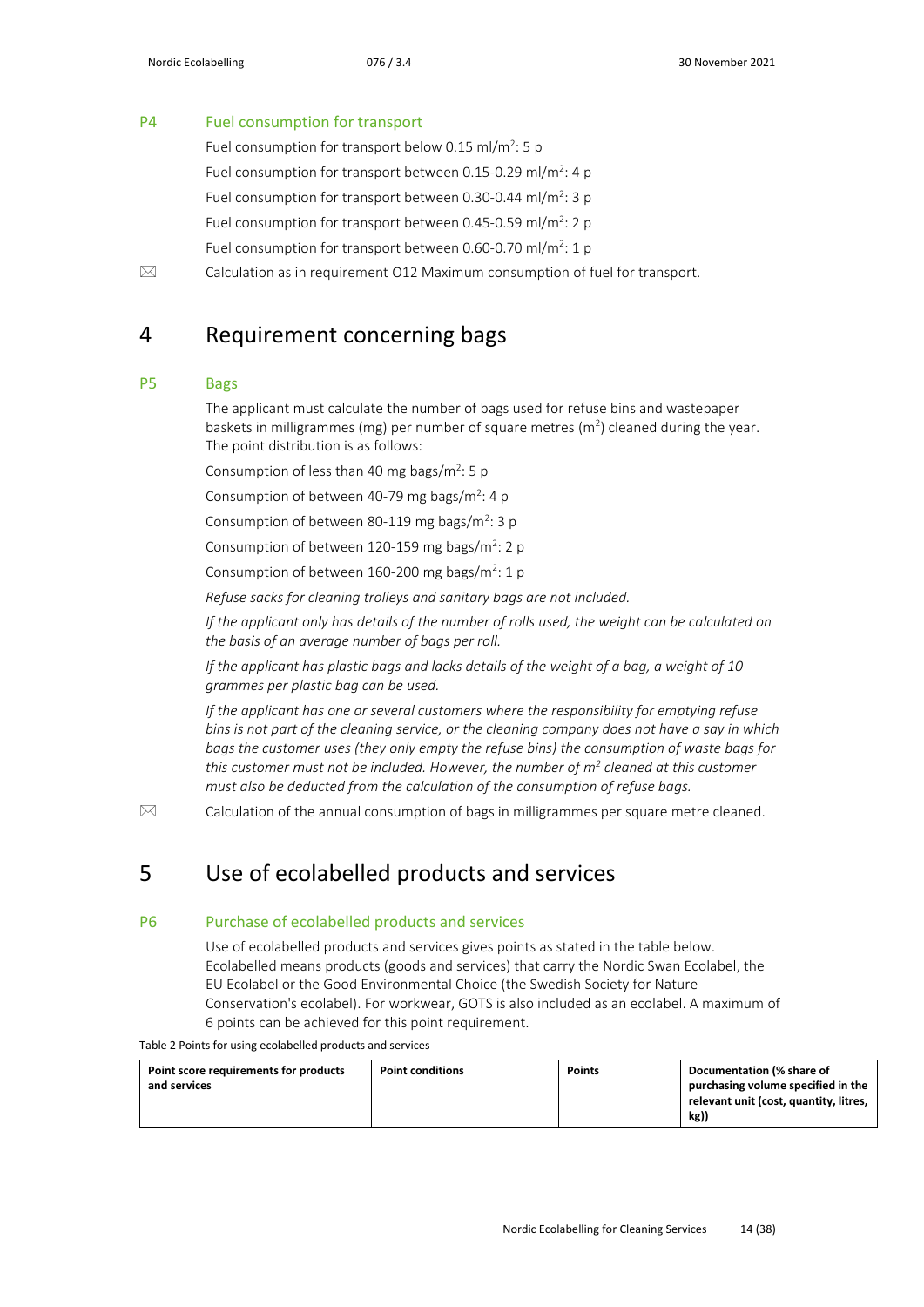### P4 Fuel consumption for transport

Fuel consumption for transport below 0.15 ml/m$^2$: 5 p

Fuel consumption for transport between 0.15-0.29 ml/m$^2$: 4 p

Fuel consumption for transport between 0.30-0.44 ml/m$^2$: 3 p

Fuel consumption for transport between 0.45-0.59 ml/m$^2$: 2 p

Fuel consumption for transport between 0.60-0.70 ml/m$^2$: 1 p

✉ Calculation as in requirement O12 Maximum consumption of fuel for transport.

# 4 Requirement concerning bags

### P5 Bags

The applicant must calculate the number of bags used for refuse bins and wastepaper baskets in milligrammes (mg) per number of square metres (m$^2$) cleaned during the year. The point distribution is as follows:

Consumption of less than 40 mg bags/m$^2$: 5 p

Consumption of between 40-79 mg bags/m$^2$: 4 p

Consumption of between 80-119 mg bags/m$^2$: 3 p

Consumption of between 120-159 mg bags/m$^2$: 2 p

Consumption of between 160-200 mg bags/m$^2$: 1 p

*Refuse sacks for cleaning trolleys and sanitary bags are not included.*

*If the applicant only has details of the number of rolls used, the weight can be calculated on the basis of an average number of bags per roll.*

*If the applicant has plastic bags and lacks details of the weight of a bag, a weight of 10 grammes per plastic bag can be used.*

*If the applicant has one or several customers where the responsibility for emptying refuse bins is not part of the cleaning service, or the cleaning company does not have a say in which bags the customer uses (they only empty the refuse bins) the consumption of waste bags for this customer must not be included. However, the number of m$^2$ cleaned at this customer must also be deducted from the calculation of the consumption of refuse bags.*

✉ Calculation of the annual consumption of bags in milligrammes per square metre cleaned.

# 5 Use of ecolabelled products and services

### P6 Purchase of ecolabelled products and services

Use of ecolabelled products and services gives points as stated in the table below. Ecolabelled means products (goods and services) that carry the Nordic Swan Ecolabel, the EU Ecolabel or the Good Environmental Choice (the Swedish Society for Nature Conservation's ecolabel). For workwear, GOTS is also included as an ecolabel. A maximum of 6 points can be achieved for this point requirement.

Table 2 Points for using ecolabelled products and services

| Point score requirements for products and services | Point conditions | Points | Documentation (% share of purchasing volume specified in the relevant unit (cost, quantity, litres, kg)) |
|---|---|---|---|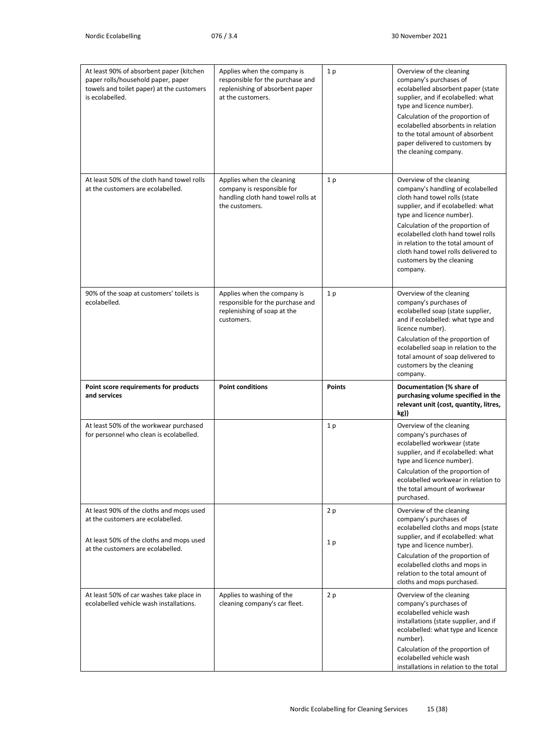| | | | |
|---|---|---|---|
| At least 90% of absorbent paper (kitchen paper rolls/household paper, paper towels and toilet paper) at the customers is ecolabelled. | Applies when the company is responsible for the purchase and replenishing of absorbent paper at the customers. | 1 p | Overview of the cleaning company's purchases of ecolabelled absorbent paper (state supplier, and if ecolabelled: what type and licence number). Calculation of the proportion of ecolabelled absorbents in relation to the total amount of absorbent paper delivered to customers by the cleaning company. |
| At least 50% of the cloth hand towel rolls at the customers are ecolabelled. | Applies when the cleaning company is responsible for handling cloth hand towel rolls at the customers. | 1 p | Overview of the cleaning company's handling of ecolabelled cloth hand towel rolls (state supplier, and if ecolabelled: what type and licence number). Calculation of the proportion of ecolabelled cloth hand towel rolls in relation to the total amount of cloth hand towel rolls delivered to customers by the cleaning company. |
| 90% of the soap at customers' toilets is ecolabelled. | Applies when the company is responsible for the purchase and replenishing of soap at the customers. | 1 p | Overview of the cleaning company's purchases of ecolabelled soap (state supplier, and if ecolabelled: what type and licence number). Calculation of the proportion of ecolabelled soap in relation to the total amount of soap delivered to customers by the cleaning company. |
| **Point score requirements for products and services** | **Point conditions** | **Points** | **Documentation (% share of purchasing volume specified in the relevant unit (cost, quantity, litres, kg))** |
| At least 50% of the workwear purchased for personnel who clean is ecolabelled. | | 1 p | Overview of the cleaning company's purchases of ecolabelled workwear (state supplier, and if ecolabelled: what type and licence number). Calculation of the proportion of ecolabelled workwear in relation to the total amount of workwear purchased. |
| At least 90% of the cloths and mops used at the customers are ecolabelled.<br><br>At least 50% of the cloths and mops used at the customers are ecolabelled. | | 2 p<br><br>1 p | Overview of the cleaning company's purchases of ecolabelled cloths and mops (state supplier, and if ecolabelled: what type and licence number). Calculation of the proportion of ecolabelled cloths and mops in relation to the total amount of cloths and mops purchased. |
| At least 50% of car washes take place in ecolabelled vehicle wash installations. | Applies to washing of the cleaning company's car fleet. | 2 p | Overview of the cleaning company's purchases of ecolabelled vehicle wash installations (state supplier, and if ecolabelled: what type and licence number). Calculation of the proportion of ecolabelled vehicle wash installations in relation to the total |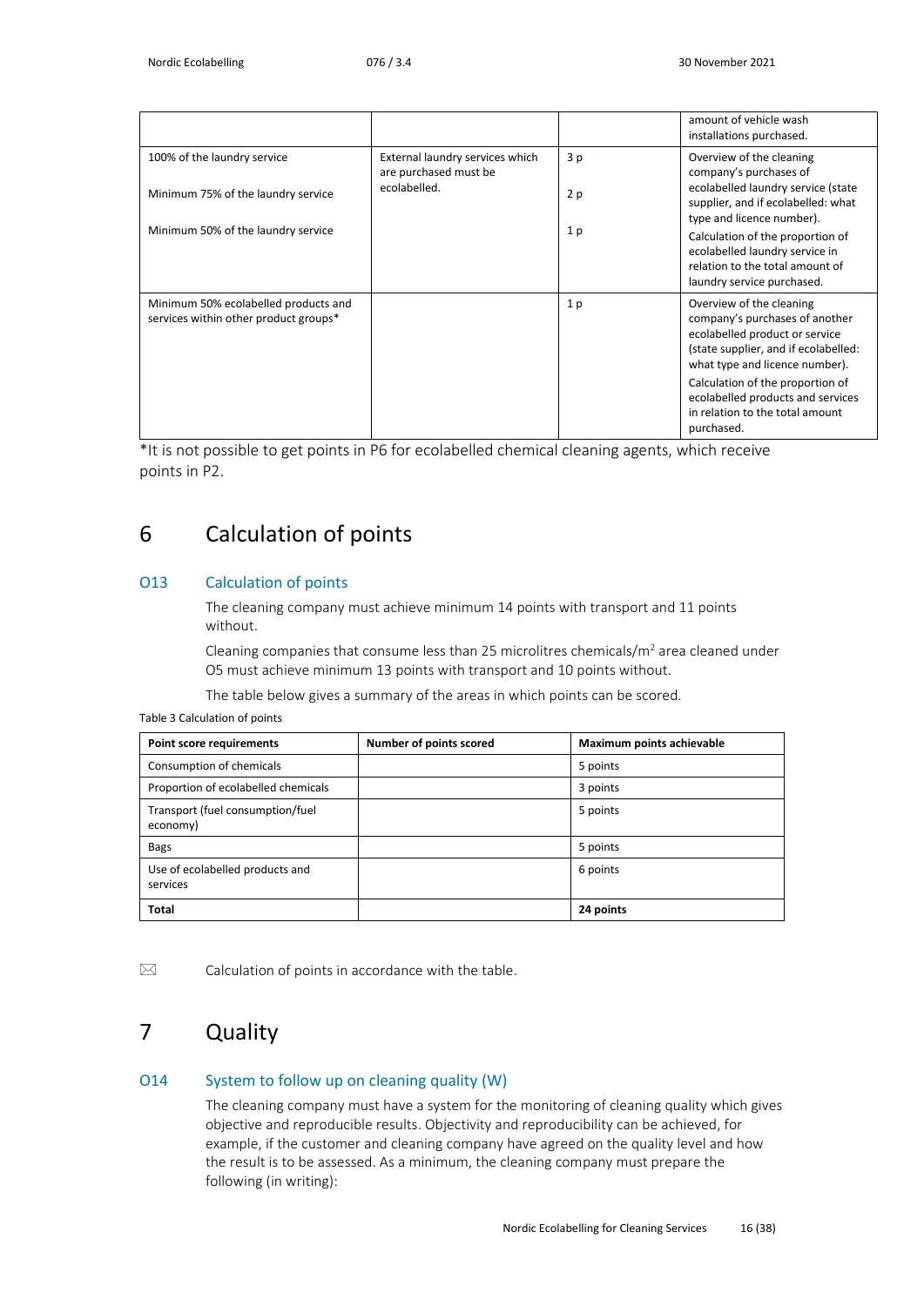| | | | amount of vehicle wash installations purchased. |
|---|---|---|---|
| 100% of the laundry service<br><br>Minimum 75% of the laundry service<br><br>Minimum 50% of the laundry service | External laundry services which are purchased must be ecolabelled. | 3 p<br><br>2 p<br><br>1 p | Overview of the cleaning company's purchases of ecolabelled laundry service (state supplier, and if ecolabelled: what type and licence number).<br>Calculation of the proportion of ecolabelled laundry service in relation to the total amount of laundry service purchased. |
| Minimum 50% ecolabelled products and services within other product groups* | | 1 p | Overview of the cleaning company's purchases of another ecolabelled product or service (state supplier, and if ecolabelled: what type and licence number).<br>Calculation of the proportion of ecolabelled products and services in relation to the total amount purchased. |

*It is not possible to get points in P6 for ecolabelled chemical cleaning agents, which receive points in P2.

# 6 Calculation of points

## O13 Calculation of points

The cleaning company must achieve minimum 14 points with transport and 11 points without.

Cleaning companies that consume less than 25 microlitres chemicals/m$^2$ area cleaned under O5 must achieve minimum 13 points with transport and 10 points without.

The table below gives a summary of the areas in which points can be scored.

Table 3 Calculation of points

| Point score requirements | Number of points scored | Maximum points achievable |
|---|---|---|
| Consumption of chemicals | | 5 points |
| Proportion of ecolabelled chemicals | | 3 points |
| Transport (fuel consumption/fuel economy) | | 5 points |
| Bags | | 5 points |
| Use of ecolabelled products and services | | 6 points |
| **Total** | | **24 points** |

✉ Calculation of points in accordance with the table.

# 7 Quality

## O14 System to follow up on cleaning quality (W)

The cleaning company must have a system for the monitoring of cleaning quality which gives objective and reproducible results. Objectivity and reproducibility can be achieved, for example, if the customer and cleaning company have agreed on the quality level and how the result is to be assessed. As a minimum, the cleaning company must prepare the following (in writing):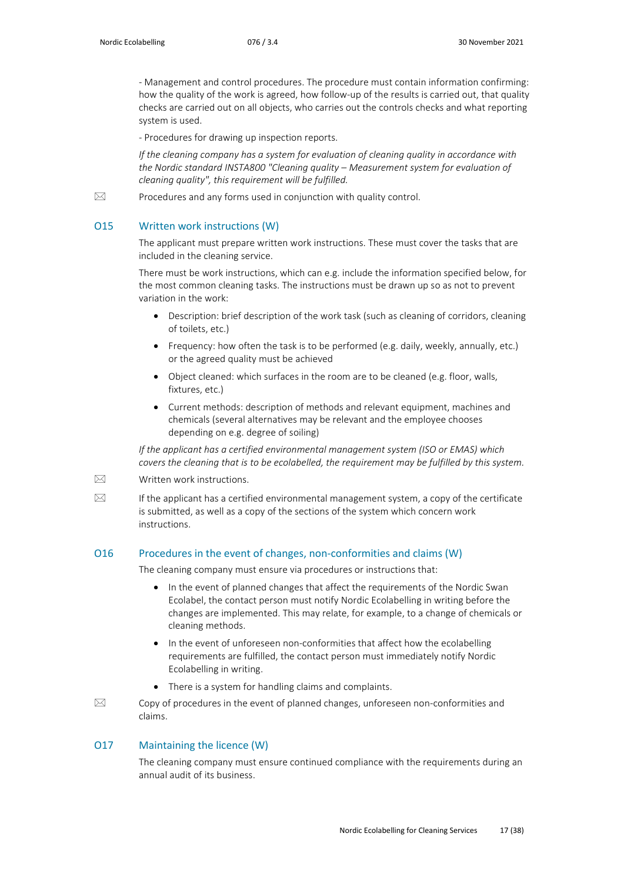- Management and control procedures. The procedure must contain information confirming: how the quality of the work is agreed, how follow-up of the results is carried out, that quality checks are carried out on all objects, who carries out the controls checks and what reporting system is used.

- Procedures for drawing up inspection reports.

*If the cleaning company has a system for evaluation of cleaning quality in accordance with the Nordic standard INSTA800 "Cleaning quality – Measurement system for evaluation of cleaning quality", this requirement will be fulfilled.*

✉ Procedures and any forms used in conjunction with quality control.

## O15 Written work instructions (W)

The applicant must prepare written work instructions. These must cover the tasks that are included in the cleaning service.

There must be work instructions, which can e.g. include the information specified below, for the most common cleaning tasks. The instructions must be drawn up so as not to prevent variation in the work:

- Description: brief description of the work task (such as cleaning of corridors, cleaning of toilets, etc.)
- Frequency: how often the task is to be performed (e.g. daily, weekly, annually, etc.) or the agreed quality must be achieved
- Object cleaned: which surfaces in the room are to be cleaned (e.g. floor, walls, fixtures, etc.)
- Current methods: description of methods and relevant equipment, machines and chemicals (several alternatives may be relevant and the employee chooses depending on e.g. degree of soiling)

*If the applicant has a certified environmental management system (ISO or EMAS) which covers the cleaning that is to be ecolabelled, the requirement may be fulfilled by this system.*

✉ Written work instructions.

✉ If the applicant has a certified environmental management system, a copy of the certificate is submitted, as well as a copy of the sections of the system which concern work instructions.

## O16 Procedures in the event of changes, non-conformities and claims (W)

The cleaning company must ensure via procedures or instructions that:

- In the event of planned changes that affect the requirements of the Nordic Swan Ecolabel, the contact person must notify Nordic Ecolabelling in writing before the changes are implemented. This may relate, for example, to a change of chemicals or cleaning methods.
- In the event of unforeseen non-conformities that affect how the ecolabelling requirements are fulfilled, the contact person must immediately notify Nordic Ecolabelling in writing.
- There is a system for handling claims and complaints.

✉ Copy of procedures in the event of planned changes, unforeseen non-conformities and claims.

## O17 Maintaining the licence (W)

The cleaning company must ensure continued compliance with the requirements during an annual audit of its business.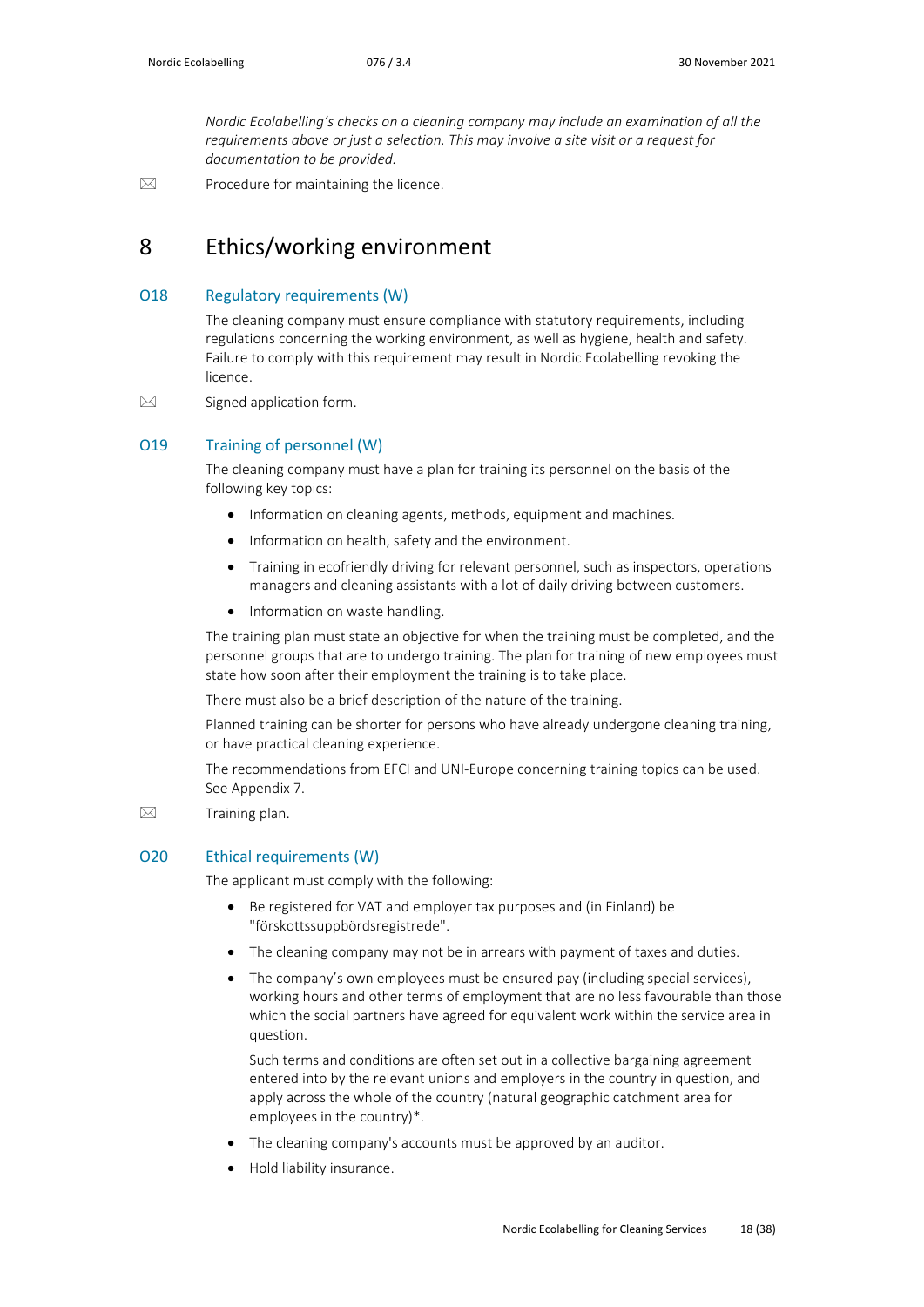*Nordic Ecolabelling's checks on a cleaning company may include an examination of all the requirements above or just a selection. This may involve a site visit or a request for documentation to be provided.*

✉ Procedure for maintaining the licence.

# 8 Ethics/working environment

## O18 Regulatory requirements (W)

The cleaning company must ensure compliance with statutory requirements, including regulations concerning the working environment, as well as hygiene, health and safety. Failure to comply with this requirement may result in Nordic Ecolabelling revoking the licence.

✉ Signed application form.

## O19 Training of personnel (W)

The cleaning company must have a plan for training its personnel on the basis of the following key topics:

- Information on cleaning agents, methods, equipment and machines.
- Information on health, safety and the environment.
- Training in ecofriendly driving for relevant personnel, such as inspectors, operations managers and cleaning assistants with a lot of daily driving between customers.
- Information on waste handling.

The training plan must state an objective for when the training must be completed, and the personnel groups that are to undergo training. The plan for training of new employees must state how soon after their employment the training is to take place.

There must also be a brief description of the nature of the training.

Planned training can be shorter for persons who have already undergone cleaning training, or have practical cleaning experience.

The recommendations from EFCI and UNI-Europe concerning training topics can be used. See Appendix 7.

✉ Training plan.

## O20 Ethical requirements (W)

The applicant must comply with the following:

- Be registered for VAT and employer tax purposes and (in Finland) be "förskottssuppbördsregistrede".
- The cleaning company may not be in arrears with payment of taxes and duties.
- The company's own employees must be ensured pay (including special services), working hours and other terms of employment that are no less favourable than those which the social partners have agreed for equivalent work within the service area in question.

  Such terms and conditions are often set out in a collective bargaining agreement entered into by the relevant unions and employers in the country in question, and apply across the whole of the country (natural geographic catchment area for employees in the country)*.
- The cleaning company's accounts must be approved by an auditor.
- Hold liability insurance.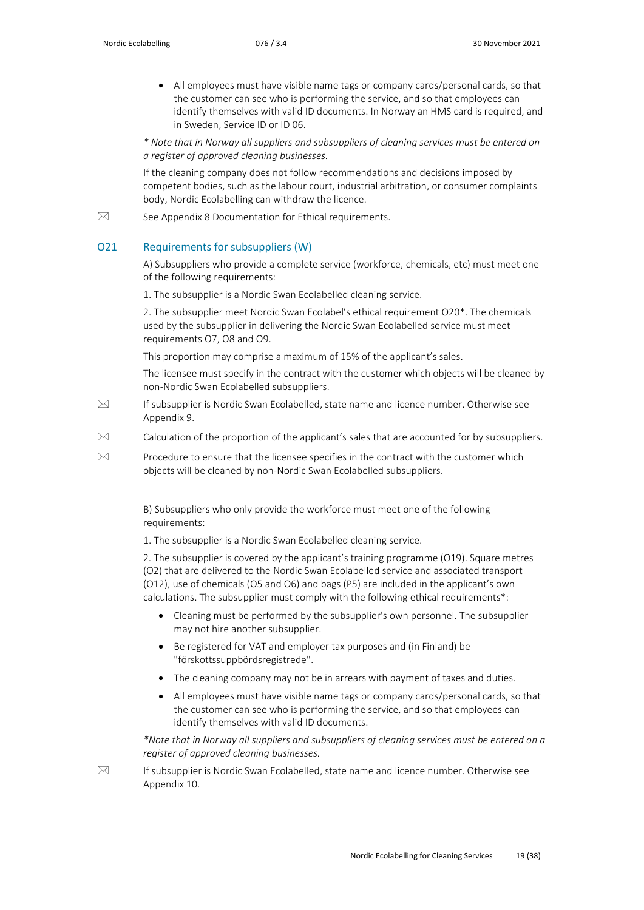- All employees must have visible name tags or company cards/personal cards, so that the customer can see who is performing the service, and so that employees can identify themselves with valid ID documents. In Norway an HMS card is required, and in Sweden, Service ID or ID 06.

*\* Note that in Norway all suppliers and subsuppliers of cleaning services must be entered on a register of approved cleaning businesses.*

If the cleaning company does not follow recommendations and decisions imposed by competent bodies, such as the labour court, industrial arbitration, or consumer complaints body, Nordic Ecolabelling can withdraw the licence.

✉ See Appendix 8 Documentation for Ethical requirements.

## O21 Requirements for subsuppliers (W)

A) Subsuppliers who provide a complete service (workforce, chemicals, etc) must meet one of the following requirements:

1. The subsupplier is a Nordic Swan Ecolabelled cleaning service.

2. The subsupplier meet Nordic Swan Ecolabel's ethical requirement O20*. The chemicals used by the subsupplier in delivering the Nordic Swan Ecolabelled service must meet requirements O7, O8 and O9.

This proportion may comprise a maximum of 15% of the applicant's sales.

The licensee must specify in the contract with the customer which objects will be cleaned by non-Nordic Swan Ecolabelled subsuppliers.

✉ If subsupplier is Nordic Swan Ecolabelled, state name and licence number. Otherwise see Appendix 9.

✉ Calculation of the proportion of the applicant's sales that are accounted for by subsuppliers.

✉ Procedure to ensure that the licensee specifies in the contract with the customer which objects will be cleaned by non-Nordic Swan Ecolabelled subsuppliers.

B) Subsuppliers who only provide the workforce must meet one of the following requirements:

1. The subsupplier is a Nordic Swan Ecolabelled cleaning service.

2. The subsupplier is covered by the applicant's training programme (O19). Square metres (O2) that are delivered to the Nordic Swan Ecolabelled service and associated transport (O12), use of chemicals (O5 and O6) and bags (P5) are included in the applicant's own calculations. The subsupplier must comply with the following ethical requirements*:

- Cleaning must be performed by the subsupplier's own personnel. The subsupplier may not hire another subsupplier.
- Be registered for VAT and employer tax purposes and (in Finland) be "förskottssuppbördsregistrede".
- The cleaning company may not be in arrears with payment of taxes and duties.
- All employees must have visible name tags or company cards/personal cards, so that the customer can see who is performing the service, and so that employees can identify themselves with valid ID documents.

*\*Note that in Norway all suppliers and subsuppliers of cleaning services must be entered on a register of approved cleaning businesses.*

✉ If subsupplier is Nordic Swan Ecolabelled, state name and licence number. Otherwise see Appendix 10.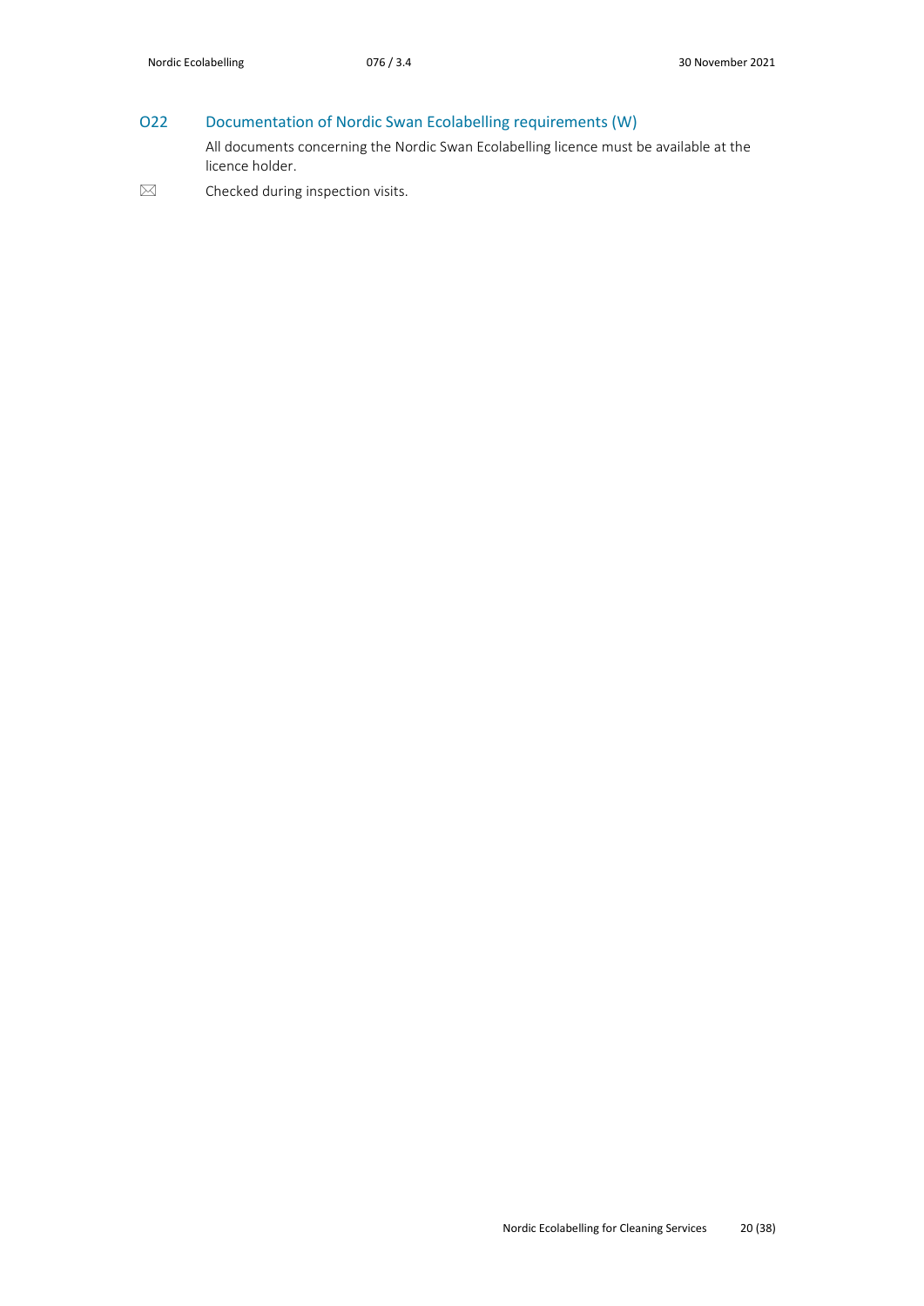## O22 Documentation of Nordic Swan Ecolabelling requirements (W)

All documents concerning the Nordic Swan Ecolabelling licence must be available at the licence holder.

✉ Checked during inspection visits.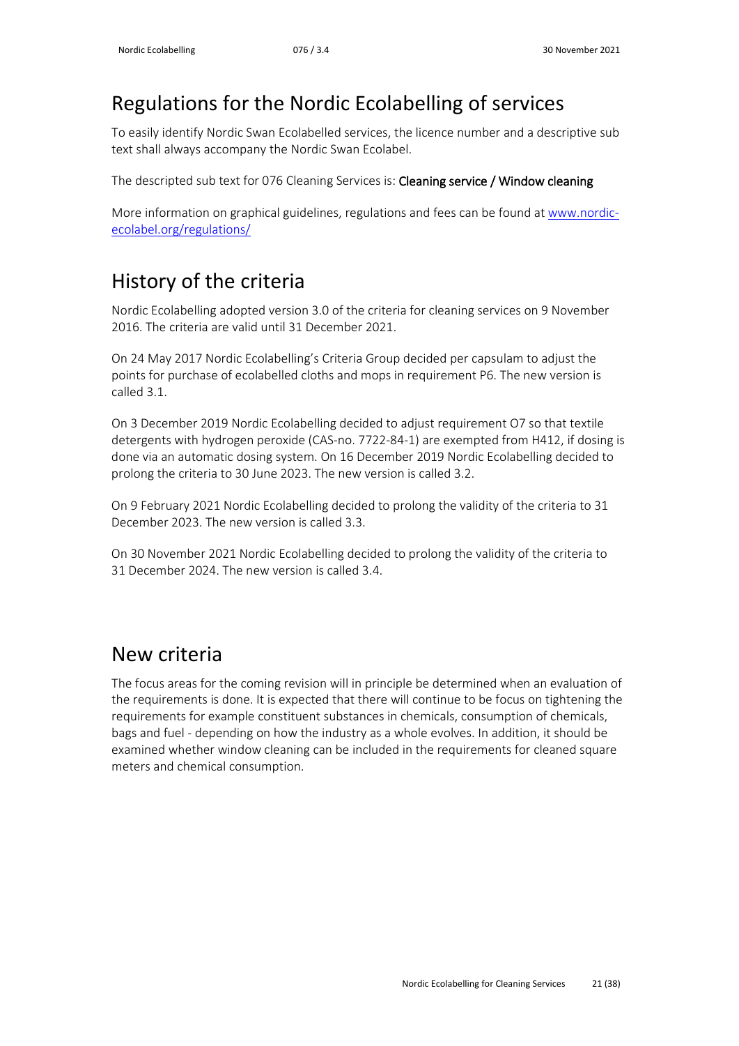## Regulations for the Nordic Ecolabelling of services

To easily identify Nordic Swan Ecolabelled services, the licence number and a descriptive sub text shall always accompany the Nordic Swan Ecolabel.

The descripted sub text for 076 Cleaning Services is: **Cleaning service / Window cleaning**

More information on graphical guidelines, regulations and fees can be found at [www.nordic-ecolabel.org/regulations/](www.nordic-ecolabel.org/regulations/)

## History of the criteria

Nordic Ecolabelling adopted version 3.0 of the criteria for cleaning services on 9 November 2016. The criteria are valid until 31 December 2021.

On 24 May 2017 Nordic Ecolabelling's Criteria Group decided per capsulam to adjust the points for purchase of ecolabelled cloths and mops in requirement P6. The new version is called 3.1.

On 3 December 2019 Nordic Ecolabelling decided to adjust requirement O7 so that textile detergents with hydrogen peroxide (CAS-no. 7722-84-1) are exempted from H412, if dosing is done via an automatic dosing system. On 16 December 2019 Nordic Ecolabelling decided to prolong the criteria to 30 June 2023. The new version is called 3.2.

On 9 February 2021 Nordic Ecolabelling decided to prolong the validity of the criteria to 31 December 2023. The new version is called 3.3.

On 30 November 2021 Nordic Ecolabelling decided to prolong the validity of the criteria to 31 December 2024. The new version is called 3.4.

## New criteria

The focus areas for the coming revision will in principle be determined when an evaluation of the requirements is done. It is expected that there will continue to be focus on tightening the requirements for example constituent substances in chemicals, consumption of chemicals, bags and fuel - depending on how the industry as a whole evolves. In addition, it should be examined whether window cleaning can be included in the requirements for cleaned square meters and chemical consumption.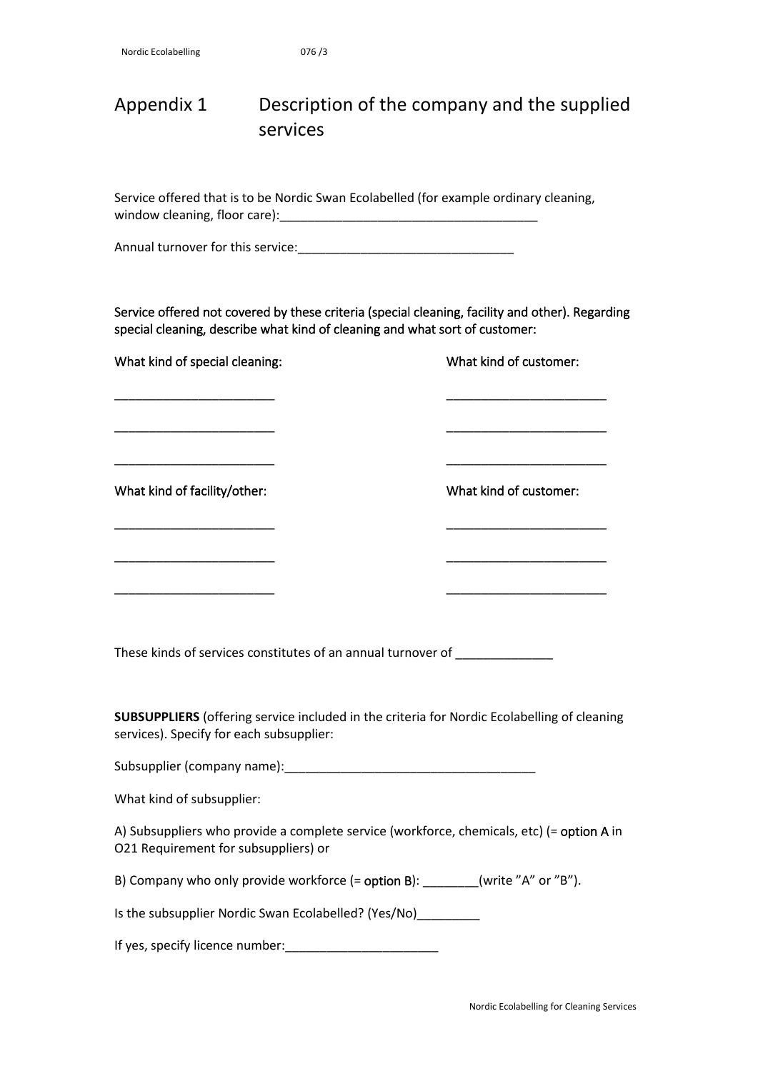# Appendix 1 Description of the company and the supplied services

Service offered that is to be Nordic Swan Ecolabelled (for example ordinary cleaning, window cleaning, floor care):_____________________________________

Annual turnover for this service:_______________________________

Service offered not covered by these criteria (special cleaning, facility and other). Regarding special cleaning, describe what kind of cleaning and what sort of customer:

| What kind of special cleaning: | What kind of customer: |
|---|---|
| _______________________ | _______________________ |
| _______________________ | _______________________ |
| _______________________ | _______________________ |

| What kind of facility/other: | What kind of customer: |
|---|---|
| _______________________ | _______________________ |
| _______________________ | _______________________ |
| _______________________ | _______________________ |

These kinds of services constitutes of an annual turnover of ______________

**SUBSUPPLIERS** (offering service included in the criteria for Nordic Ecolabelling of cleaning services). Specify for each subsupplier:

Subsupplier (company name):____________________________________

What kind of subsupplier:

A) Subsuppliers who provide a complete service (workforce, chemicals, etc) (= option A in O21 Requirement for subsuppliers) or

B) Company who only provide workforce (= option B): ________(write "A" or "B").

Is the subsupplier Nordic Swan Ecolabelled? (Yes/No)_________

If yes, specify licence number:______________________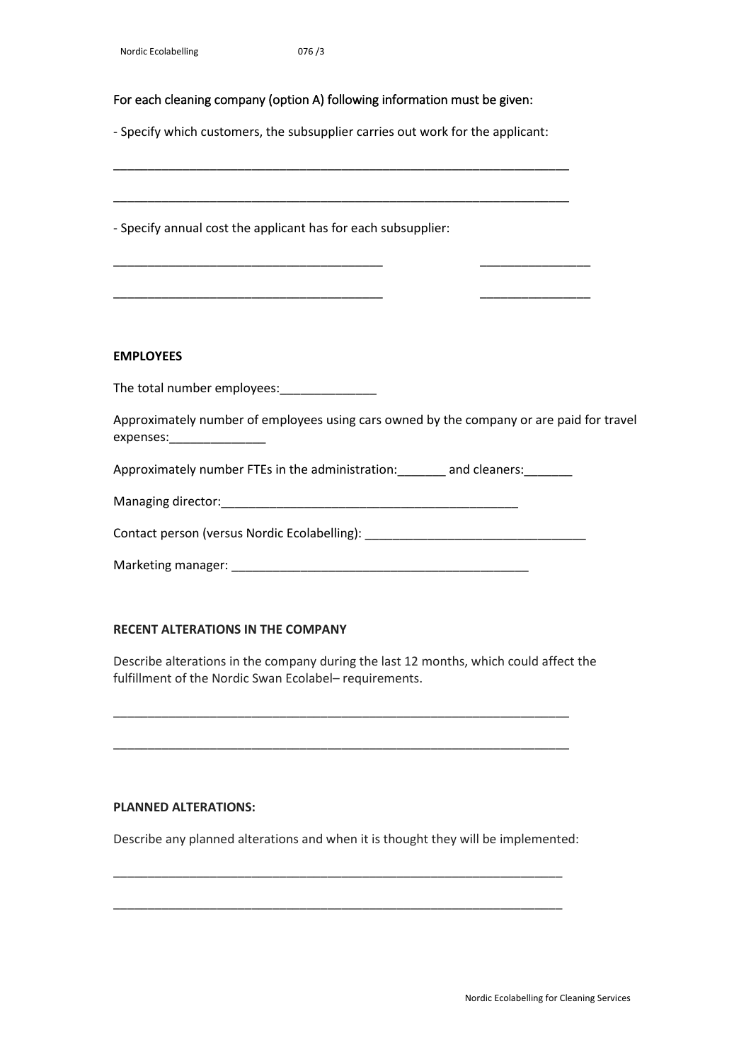For each cleaning company (option A) following information must be given:

- Specify which customers, the subsupplier carries out work for the applicant:

_____________________________________________________________________

_____________________________________________________________________

- Specify annual cost the applicant has for each subsupplier:

________________________________________ ________________

________________________________________ ________________

**EMPLOYEES**

The total number employees:______________

Approximately number of employees using cars owned by the company or are paid for travel expenses:______________

Approximately number FTEs in the administration:_______ and cleaners:_______

Managing director:____________________________________________

Contact person (versus Nordic Ecolabelling): ________________________________

Marketing manager: ____________________________________________

**RECENT ALTERATIONS IN THE COMPANY**

Describe alterations in the company during the last 12 months, which could affect the fulfillment of the Nordic Swan Ecolabel– requirements.

_____________________________________________________________________

_____________________________________________________________________

**PLANNED ALTERATIONS:**

Describe any planned alterations and when it is thought they will be implemented:

_____________________________________________________________________

_____________________________________________________________________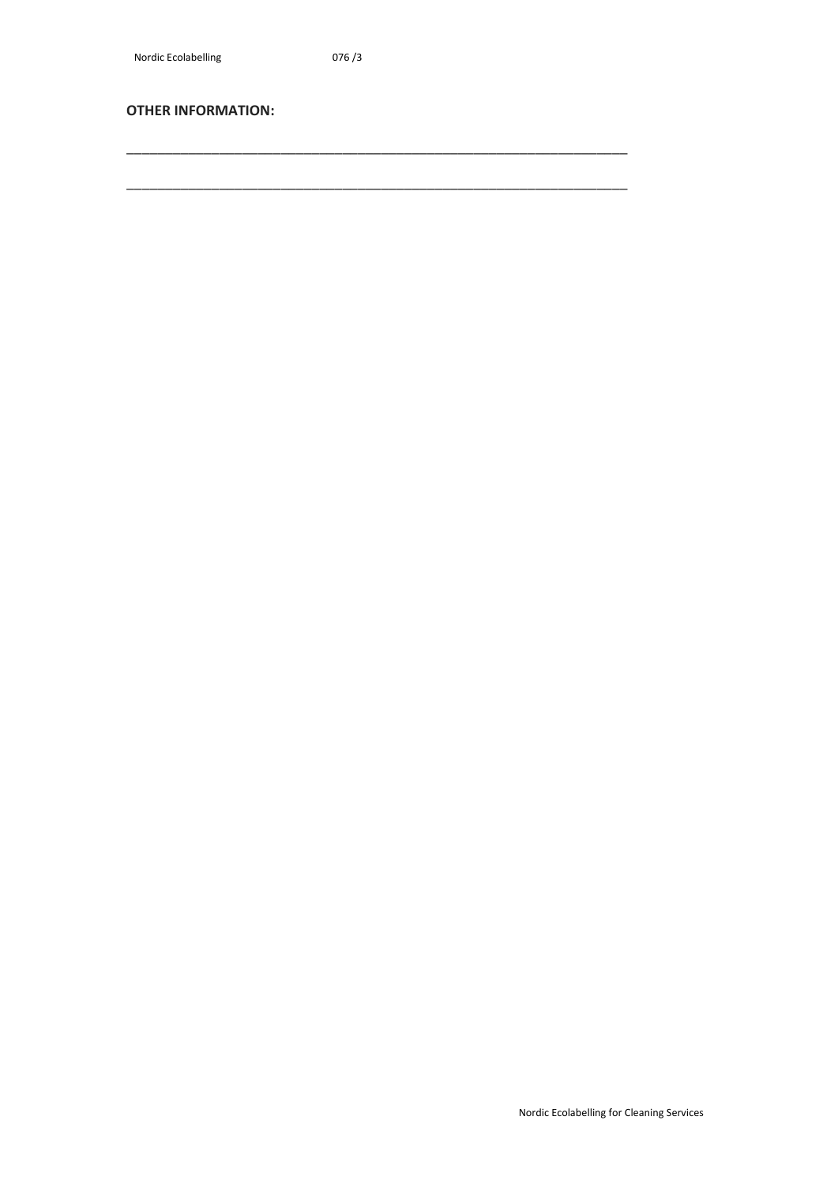**OTHER INFORMATION:**

\_\_\_\_\_\_\_\_\_\_\_\_\_\_\_\_\_\_\_\_\_\_\_\_\_\_\_\_\_\_\_\_\_\_\_\_\_\_\_\_\_\_\_\_\_\_\_\_\_\_\_\_\_\_\_\_\_\_\_\_\_\_\_\_\_\_\_\_\_\_\_\_\_\_

\_\_\_\_\_\_\_\_\_\_\_\_\_\_\_\_\_\_\_\_\_\_\_\_\_\_\_\_\_\_\_\_\_\_\_\_\_\_\_\_\_\_\_\_\_\_\_\_\_\_\_\_\_\_\_\_\_\_\_\_\_\_\_\_\_\_\_\_\_\_\_\_\_\_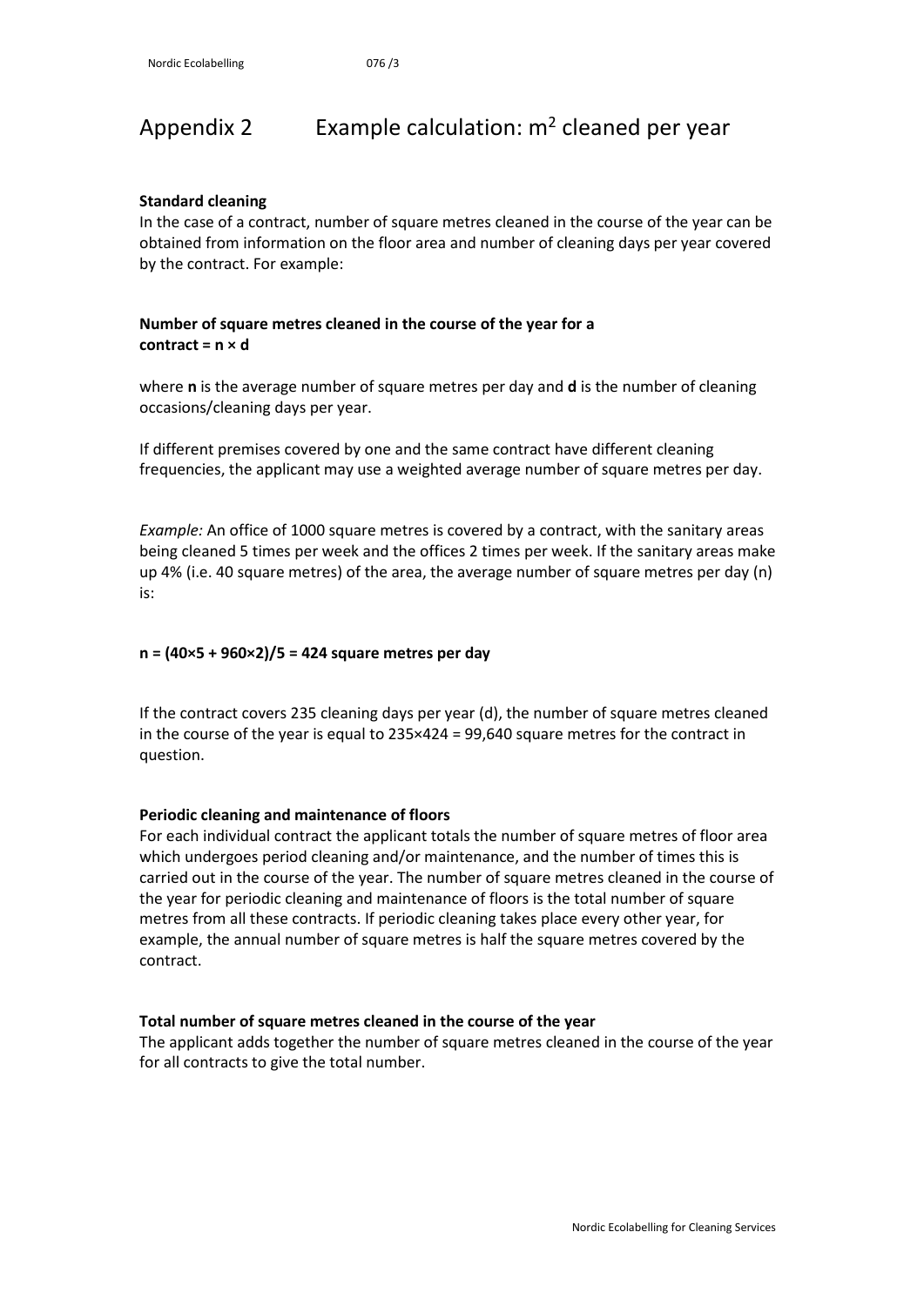# Appendix 2 Example calculation: $m^2$ cleaned per year

**Standard cleaning**

In the case of a contract, number of square metres cleaned in the course of the year can be obtained from information on the floor area and number of cleaning days per year covered by the contract. For example:

**Number of square metres cleaned in the course of the year for a contract = $n \times d$**

where **n** is the average number of square metres per day and **d** is the number of cleaning occasions/cleaning days per year.

If different premises covered by one and the same contract have different cleaning frequencies, the applicant may use a weighted average number of square metres per day.

*Example:* An office of 1000 square metres is covered by a contract, with the sanitary areas being cleaned 5 times per week and the offices 2 times per week. If the sanitary areas make up 4% (i.e. 40 square metres) of the area, the average number of square metres per day (n) is:

**$n = (40\times5 + 960\times2)/5 = 424$ square metres per day**

If the contract covers 235 cleaning days per year (d), the number of square metres cleaned in the course of the year is equal to $235\times424 = 99{,}640$ square metres for the contract in question.

**Periodic cleaning and maintenance of floors**

For each individual contract the applicant totals the number of square metres of floor area which undergoes period cleaning and/or maintenance, and the number of times this is carried out in the course of the year. The number of square metres cleaned in the course of the year for periodic cleaning and maintenance of floors is the total number of square metres from all these contracts. If periodic cleaning takes place every other year, for example, the annual number of square metres is half the square metres covered by the contract.

**Total number of square metres cleaned in the course of the year**

The applicant adds together the number of square metres cleaned in the course of the year for all contracts to give the total number.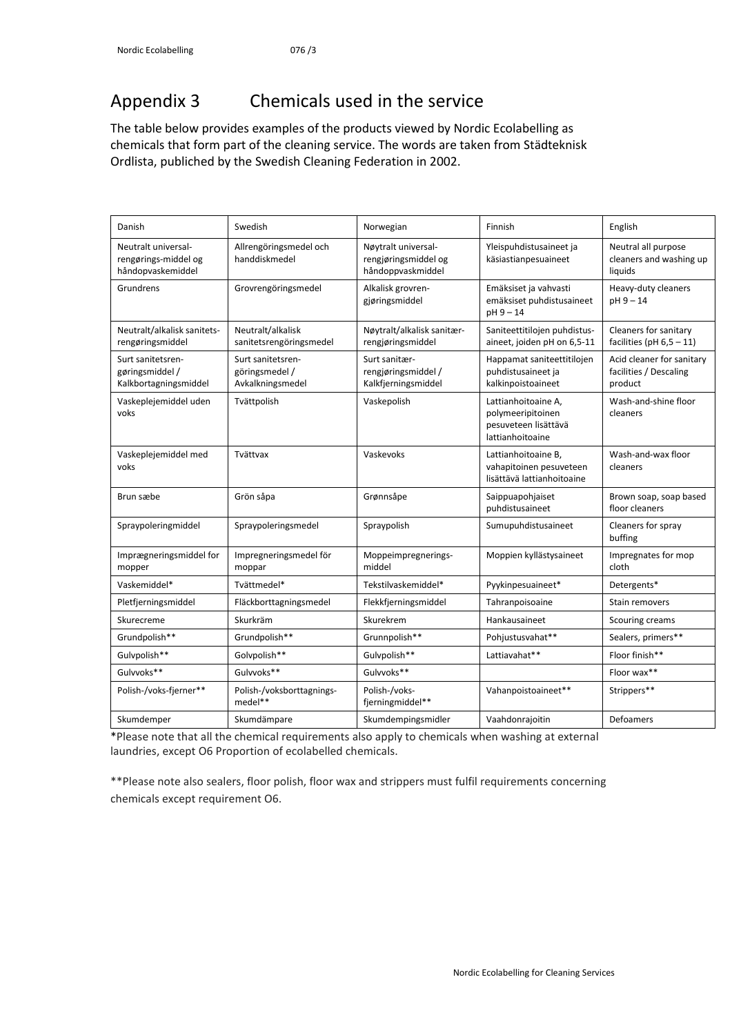## Appendix 3 Chemicals used in the service

The table below provides examples of the products viewed by Nordic Ecolabelling as chemicals that form part of the cleaning service. The words are taken from Städteknisk Ordlista, publiched by the Swedish Cleaning Federation in 2002.

| Danish | Swedish | Norwegian | Finnish | English |
|---|---|---|---|---|
| Neutralt universal-rengørings-middel og håndopvaskemiddel | Allrengöringsmedel och handdiskmedel | Nøytralt universal-rengjøringsmiddel og håndoppvaskmiddel | Yleispuhdistusaineet ja käsiastianpesuaineet | Neutral all purpose cleaners and washing up liquids |
| Grundrens | Grovrengöringsmedel | Alkalisk grovren-gjøringsmiddel | Emäksiset ja vahvasti emäksiset puhdistusaineet pH 9 – 14 | Heavy-duty cleaners pH 9 – 14 |
| Neutralt/alkalisk sanitets-rengøringsmiddel | Neutralt/alkalisk sanitetsrengöringsmedel | Nøytralt/alkalisk sanitær-rengjøringsmiddel | Saniteettitilojen puhdistus-aineet, joiden pH on 6,5-11 | Cleaners for sanitary facilities (pH 6,5 – 11) |
| Surt sanitetsren-gøringsmiddel / Kalkbortagningsmiddel | Surt sanitetsren-göringsmedel / Avkalkningsmedel | Surt sanitær-rengjøringsmiddel / Kalkfjerningsmiddel | Happamat saniteettitilojen puhdistusaineet ja kalkinpoistoaineet | Acid cleaner for sanitary facilities / Descaling product |
| Vaskeplejemiddel uden voks | Tvättpolish | Vaskepolish | Lattianhoitoaine A, polymeeripitoinen pesuveteen lisättävä lattianhoitoaine | Wash-and-shine floor cleaners |
| Vaskeplejemiddel med voks | Tvättvax | Vaskevoks | Lattianhoitoaine B, vahapitoinen pesuveteen lisättävä lattianhoitoaine | Wash-and-wax floor cleaners |
| Brun sæbe | Grön såpa | Grønnsåpe | Saippuapohjaiset puhdistusaineet | Brown soap, soap based floor cleaners |
| Spraypoleringmiddel | Spraypoleringsmedel | Spraypolish | Sumupuhdistusaineet | Cleaners for spray buffing |
| Imprægneringsmiddel for mopper | Impregneringsmedel för moppar | Moppeimpregnerings-middel | Moppien kyllästysaineet | Impregnates for mop cloth |
| Vaskemiddel* | Tvättmedel* | Tekstilvaskemiddel* | Pyykinpesuaineet* | Detergents* |
| Pletfjerningsmiddel | Fläckborttagningsmedel | Flekkfjerningsmiddel | Tahranpoisoaine | Stain removers |
| Skurecreme | Skurkräm | Skurekrem | Hankausaineet | Scouring creams |
| Grundpolish** | Grundpolish** | Grunnpolish** | Pohjustusvahat** | Sealers, primers** |
| Gulvpolish** | Golvpolish** | Gulvpolish** | Lattiavahat** | Floor finish** |
| Gulvvoks** | Gulvvoks** | Gulvvoks** | | Floor wax** |
| Polish-/voks-fjerner** | Polish-/voksborttagnings-medel** | Polish-/voks-fjerningmiddel** | Vahanpoistoaineet** | Strippers** |
| Skumdemper | Skumdämpare | Skumdempingsmidler | Vaahdonrajoitin | Defoamers |

*Please note that all the chemical requirements also apply to chemicals when washing at external laundries, except O6 Proportion of ecolabelled chemicals.

**Please note also sealers, floor polish, floor wax and strippers must fulfil requirements concerning chemicals except requirement O6.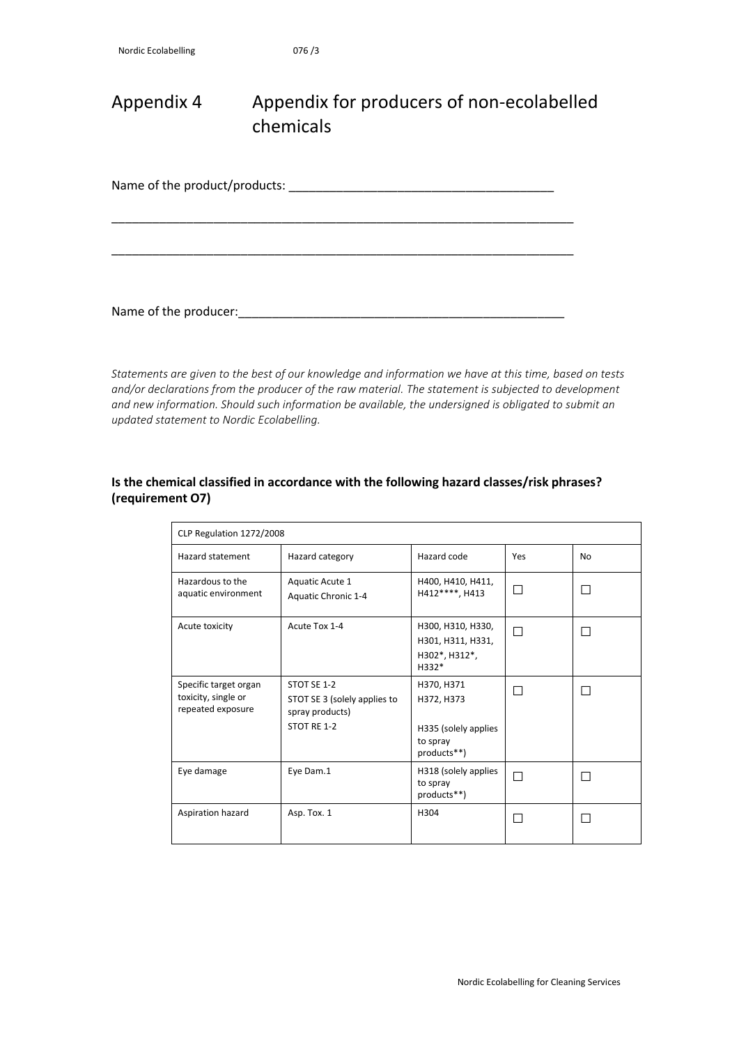# Appendix 4 Appendix for producers of non-ecolabelled chemicals

Name of the product/products: ________________________________________

______________________________________________________________________

______________________________________________________________________

Name of the producer:_____________________________________________

*Statements are given to the best of our knowledge and information we have at this time, based on tests and/or declarations from the producer of the raw material. The statement is subjected to development and new information. Should such information be available, the undersigned is obligated to submit an updated statement to Nordic Ecolabelling.*

**Is the chemical classified in accordance with the following hazard classes/risk phrases? (requirement O7)**

| CLP Regulation 1272/2008 | | | | |
|---|---|---|---|---|
| Hazard statement | Hazard category | Hazard code | Yes | No |
| Hazardous to the aquatic environment | Aquatic Acute 1<br>Aquatic Chronic 1-4 | H400, H410, H411, H412****, H413 | ☐ | ☐ |
| Acute toxicity | Acute Tox 1-4 | H300, H310, H330, H301, H311, H331, H302*, H312*, H332* | ☐ | ☐ |
| Specific target organ toxicity, single or repeated exposure | STOT SE 1-2<br>STOT SE 3 (solely applies to spray products)<br>STOT RE 1-2 | H370, H371<br>H372, H373<br>H335 (solely applies to spray products**) | ☐ | ☐ |
| Eye damage | Eye Dam.1 | H318 (solely applies to spray products**) | ☐ | ☐ |
| Aspiration hazard | Asp. Tox. 1 | H304 | ☐ | ☐ |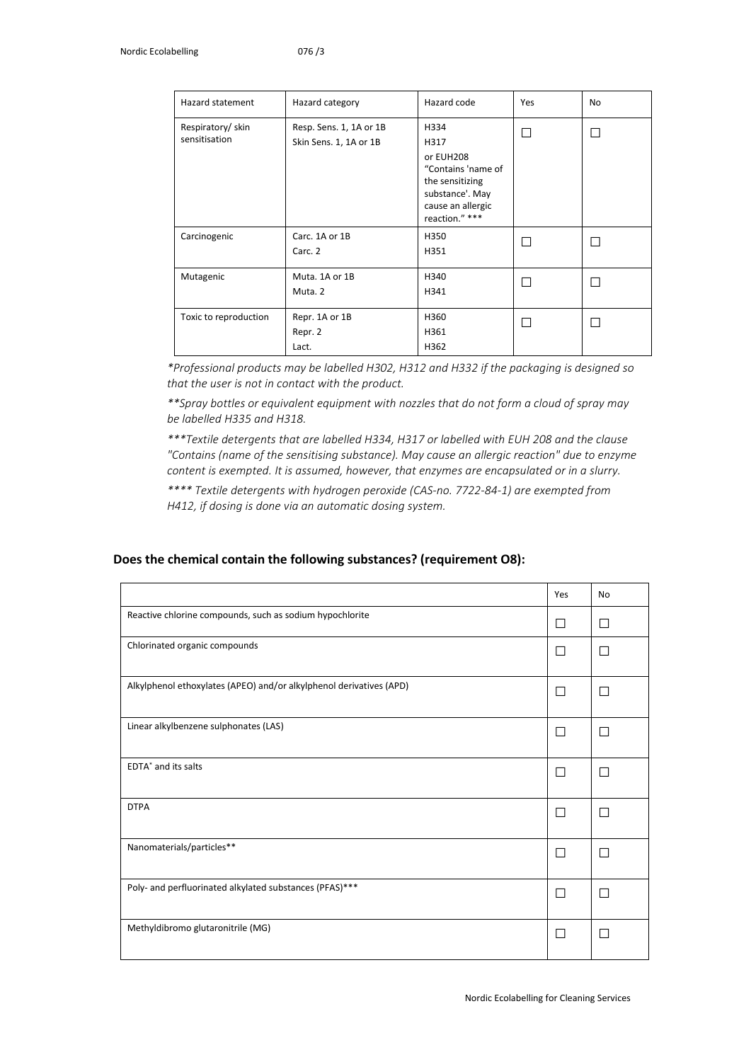| Hazard statement | Hazard category | Hazard code | Yes | No |
|---|---|---|---|---|
| Respiratory/ skin sensitisation | Resp. Sens. 1, 1A or 1B<br>Skin Sens. 1, 1A or 1B | H334<br>H317<br>or EUH208 “Contains 'name of the sensitizing substance'. May cause an allergic reaction.” *** | ☐ | ☐ |
| Carcinogenic | Carc. 1A or 1B<br>Carc. 2 | H350<br>H351 | ☐ | ☐ |
| Mutagenic | Muta. 1A or 1B<br>Muta. 2 | H340<br>H341 | ☐ | ☐ |
| Toxic to reproduction | Repr. 1A or 1B<br>Repr. 2<br>Lact. | H360<br>H361<br>H362 | ☐ | ☐ |

*\*Professional products may be labelled H302, H312 and H332 if the packaging is designed so that the user is not in contact with the product.*

*\*\*Spray bottles or equivalent equipment with nozzles that do not form a cloud of spray may be labelled H335 and H318.*

*\*\*\*Textile detergents that are labelled H334, H317 or labelled with EUH 208 and the clause "Contains (name of the sensitising substance). May cause an allergic reaction" due to enzyme content is exempted. It is assumed, however, that enzymes are encapsulated or in a slurry.*

*\*\*\*\* Textile detergents with hydrogen peroxide (CAS-no. 7722-84-1) are exempted from H412, if dosing is done via an automatic dosing system.*

### Does the chemical contain the following substances? (requirement O8):

| | Yes | No |
|---|---|---|
| Reactive chlorine compounds, such as sodium hypochlorite | ☐ | ☐ |
| Chlorinated organic compounds | ☐ | ☐ |
| Alkylphenol ethoxylates (APEO) and/or alkylphenol derivatives (APD) | ☐ | ☐ |
| Linear alkylbenzene sulphonates (LAS) | ☐ | ☐ |
| EDTA* and its salts | ☐ | ☐ |
| DTPA | ☐ | ☐ |
| Nanomaterials/particles** | ☐ | ☐ |
| Poly- and perfluorinated alkylated substances (PFAS)*** | ☐ | ☐ |
| Methyldibromo glutaronitrile (MG) | ☐ | ☐ |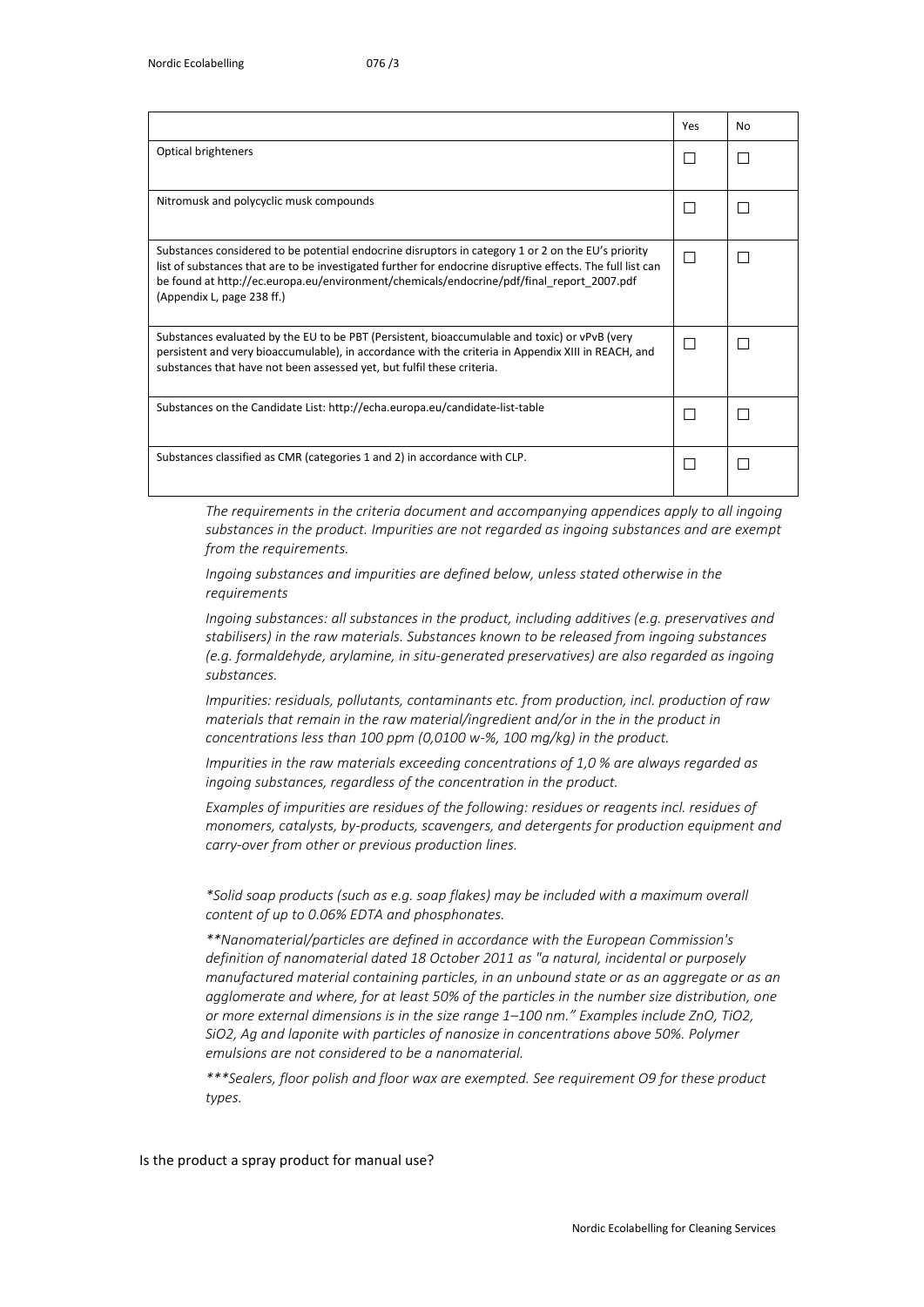| | Yes | No |
|---|---|---|
| Optical brighteners | ☐ | ☐ |
| Nitromusk and polycyclic musk compounds | ☐ | ☐ |
| Substances considered to be potential endocrine disruptors in category 1 or 2 on the EU's priority list of substances that are to be investigated further for endocrine disruptive effects. The full list can be found at http://ec.europa.eu/environment/chemicals/endocrine/pdf/final_report_2007.pdf (Appendix L, page 238 ff.) | ☐ | ☐ |
| Substances evaluated by the EU to be PBT (Persistent, bioaccumulable and toxic) or vPvB (very persistent and very bioaccumulable), in accordance with the criteria in Appendix XIII in REACH, and substances that have not been assessed yet, but fulfil these criteria. | ☐ | ☐ |
| Substances on the Candidate List: http://echa.europa.eu/candidate-list-table | ☐ | ☐ |
| Substances classified as CMR (categories 1 and 2) in accordance with CLP. | ☐ | ☐ |

*The requirements in the criteria document and accompanying appendices apply to all ingoing substances in the product. Impurities are not regarded as ingoing substances and are exempt from the requirements.*

*Ingoing substances and impurities are defined below, unless stated otherwise in the requirements*

*Ingoing substances: all substances in the product, including additives (e.g. preservatives and stabilisers) in the raw materials. Substances known to be released from ingoing substances (e.g. formaldehyde, arylamine, in situ-generated preservatives) are also regarded as ingoing substances.*

*Impurities: residuals, pollutants, contaminants etc. from production, incl. production of raw materials that remain in the raw material/ingredient and/or in the in the product in concentrations less than 100 ppm (0,0100 w-%, 100 mg/kg) in the product.*

*Impurities in the raw materials exceeding concentrations of 1,0 % are always regarded as ingoing substances, regardless of the concentration in the product.*

*Examples of impurities are residues of the following: residues or reagents incl. residues of monomers, catalysts, by-products, scavengers, and detergents for production equipment and carry-over from other or previous production lines.*

**Solid soap products (such as e.g. soap flakes) may be included with a maximum overall content of up to 0.06% EDTA and phosphonates.*

***Nanomaterial/particles are defined in accordance with the European Commission's definition of nanomaterial dated 18 October 2011 as "a natural, incidental or purposely manufactured material containing particles, in an unbound state or as an aggregate or as an agglomerate and where, for at least 50% of the particles in the number size distribution, one or more external dimensions is in the size range 1–100 nm." Examples include ZnO, TiO2, SiO2, Ag and laponite with particles of nanosize in concentrations above 50%. Polymer emulsions are not considered to be a nanomaterial.*

****Sealers, floor polish and floor wax are exempted. See requirement O9 for these product types.*

Is the product a spray product for manual use?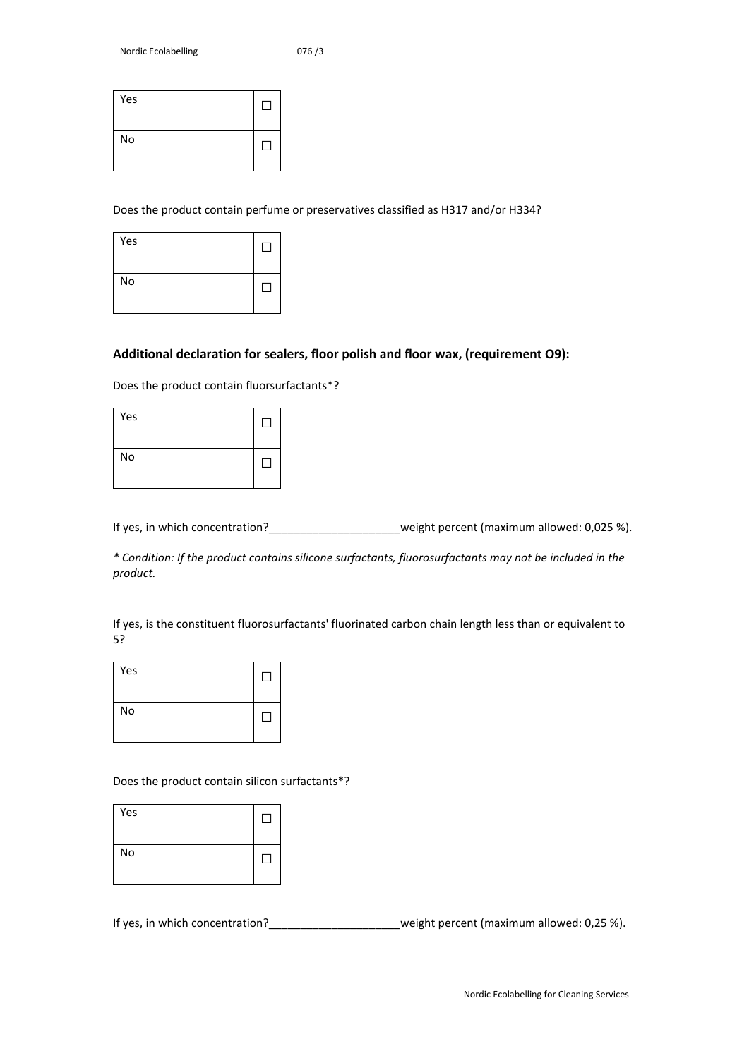| Yes | ☐ |
|---|---|
| No | ☐ |

Does the product contain perfume or preservatives classified as H317 and/or H334?

| Yes | ☐ |
|---|---|
| No | ☐ |

**Additional declaration for sealers, floor polish and floor wax, (requirement O9):**

Does the product contain fluorsurfactants*?

| Yes | ☐ |
|---|---|
| No | ☐ |

If yes, in which concentration?_____________________weight percent (maximum allowed: 0,025 %).

*\* Condition: If the product contains silicone surfactants, fluorosurfactants may not be included in the product.*

If yes, is the constituent fluorosurfactants' fluorinated carbon chain length less than or equivalent to 5?

| Yes | ☐ |
|---|---|
| No | ☐ |

Does the product contain silicon surfactants*?

| Yes | ☐ |
|---|---|
| No | ☐ |

If yes, in which concentration?_____________________weight percent (maximum allowed: 0,25 %).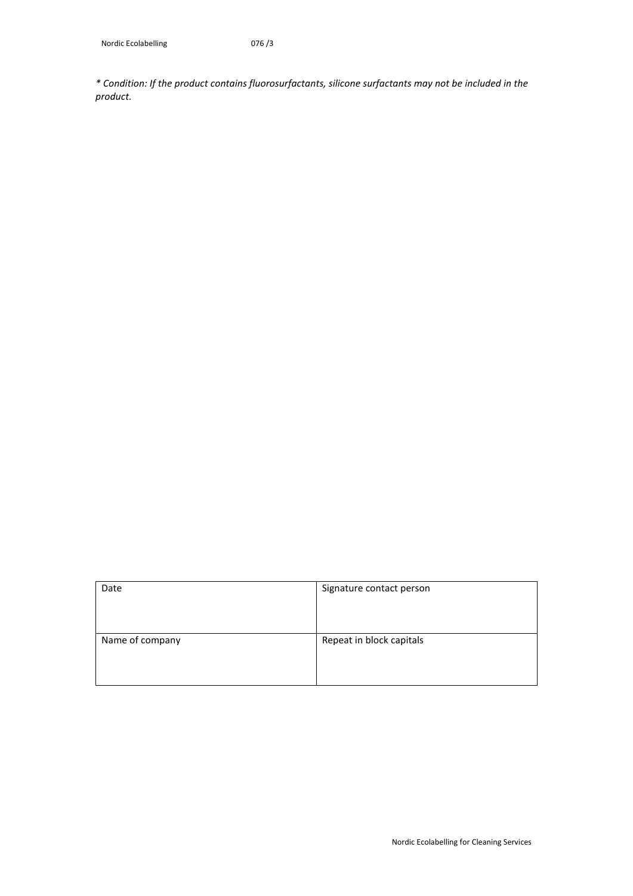*\* Condition: If the product contains fluorosurfactants, silicone surfactants may not be included in the product.*

| Date | Signature contact person |
|---|---|
| Name of company | Repeat in block capitals |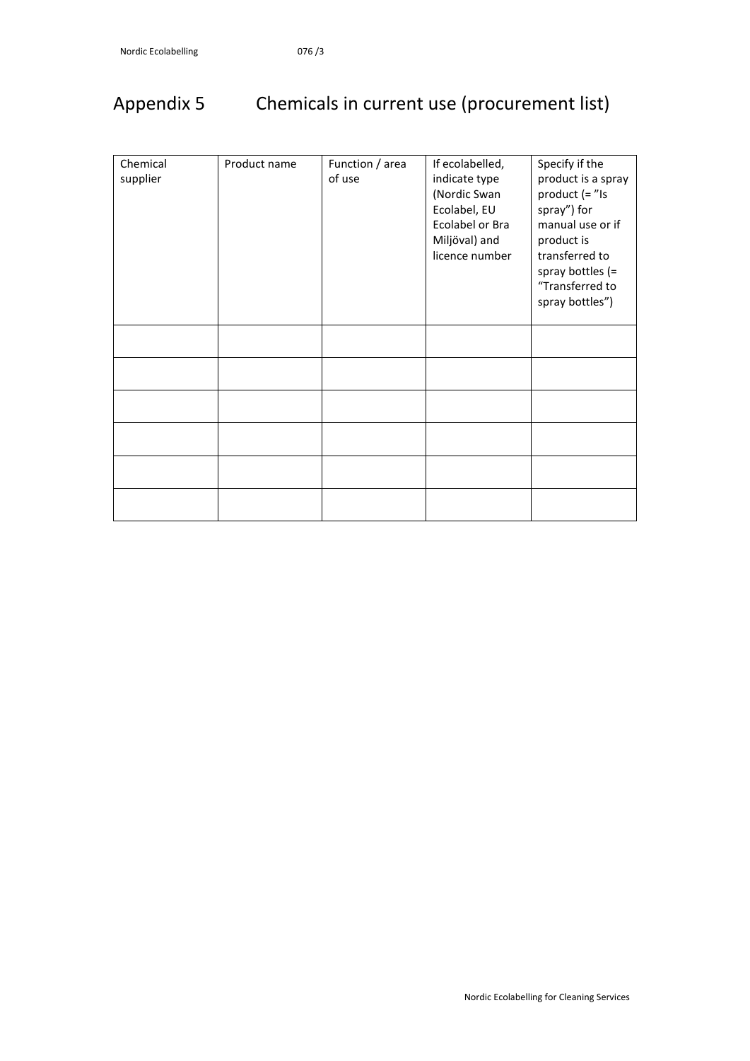# Appendix 5 Chemicals in current use (procurement list)

| Chemical supplier | Product name | Function / area of use | If ecolabelled, indicate type (Nordic Swan Ecolabel, EU Ecolabel or Bra Miljöval) and licence number | Specify if the product is a spray product (= "Is spray") for manual use or if product is transferred to spray bottles (= "Transferred to spray bottles") |
|---|---|---|---|---|
| | | | | |
| | | | | |
| | | | | |
| | | | | |
| | | | | |
| | | | | |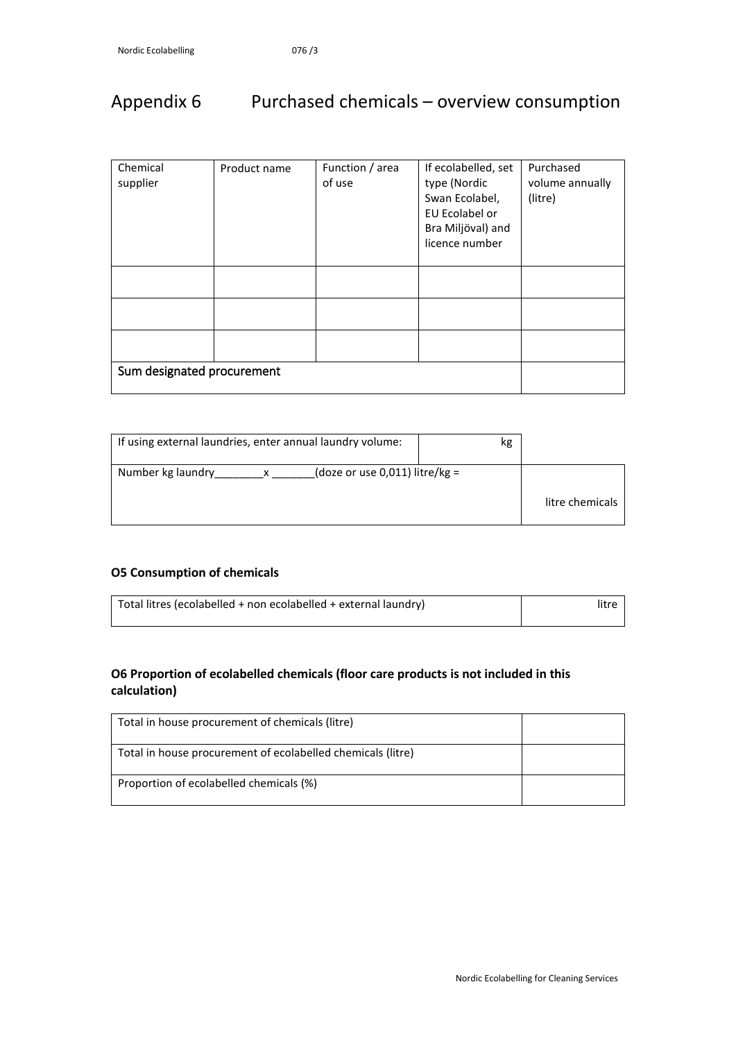# Appendix 6 Purchased chemicals – overview consumption

| Chemical supplier | Product name | Function / area of use | If ecolabelled, set type (Nordic Swan Ecolabel, EU Ecolabel or Bra Miljöval) and licence number | Purchased volume annually (litre) |
|---|---|---|---|---|
| | | | | |
| | | | | |
| | | | | |
| Sum designated procurement | | | | |

| If using external laundries, enter annual laundry volume: | kg | |
|---|---|---|
| Number kg laundry________x _______(doze or use 0,011) litre/kg = | | litre chemicals |

**O5 Consumption of chemicals**

| Total litres (ecolabelled + non ecolabelled + external laundry) | litre |
|---|---|

**O6 Proportion of ecolabelled chemicals (floor care products is not included in this calculation)**

| Total in house procurement of chemicals (litre) | |
|---|---|
| Total in house procurement of ecolabelled chemicals (litre) | |
| Proportion of ecolabelled chemicals (%) | |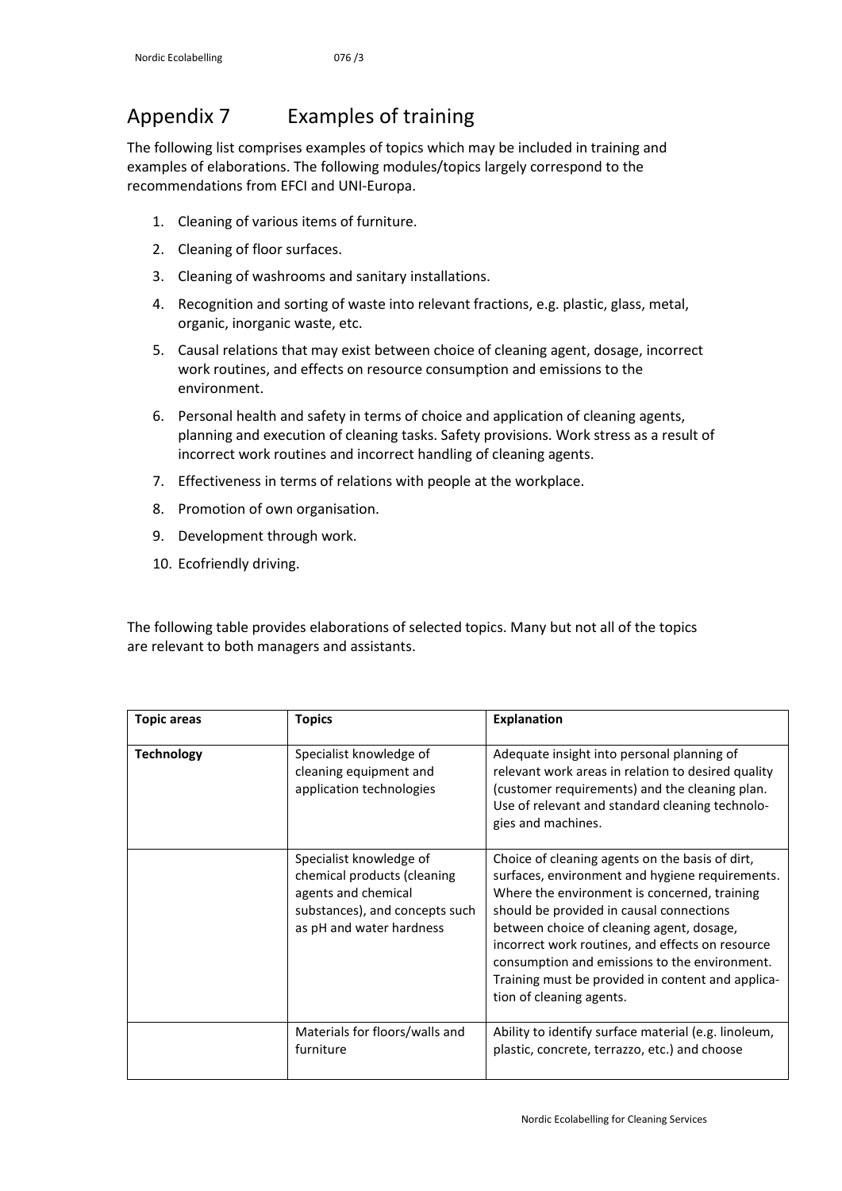# Appendix 7 Examples of training

The following list comprises examples of topics which may be included in training and examples of elaborations. The following modules/topics largely correspond to the recommendations from EFCI and UNI-Europa.

1. Cleaning of various items of furniture.
2. Cleaning of floor surfaces.
3. Cleaning of washrooms and sanitary installations.
4. Recognition and sorting of waste into relevant fractions, e.g. plastic, glass, metal, organic, inorganic waste, etc.
5. Causal relations that may exist between choice of cleaning agent, dosage, incorrect work routines, and effects on resource consumption and emissions to the environment.
6. Personal health and safety in terms of choice and application of cleaning agents, planning and execution of cleaning tasks. Safety provisions. Work stress as a result of incorrect work routines and incorrect handling of cleaning agents.
7. Effectiveness in terms of relations with people at the workplace.
8. Promotion of own organisation.
9. Development through work.
10. Ecofriendly driving.

The following table provides elaborations of selected topics. Many but not all of the topics are relevant to both managers and assistants.

| Topic areas | Topics | Explanation |
|---|---|---|
| **Technology** | Specialist knowledge of cleaning equipment and application technologies | Adequate insight into personal planning of relevant work areas in relation to desired quality (customer requirements) and the cleaning plan. Use of relevant and standard cleaning technologies and machines. |
| | Specialist knowledge of chemical products (cleaning agents and chemical substances), and concepts such as pH and water hardness | Choice of cleaning agents on the basis of dirt, surfaces, environment and hygiene requirements. Where the environment is concerned, training should be provided in causal connections between choice of cleaning agent, dosage, incorrect work routines, and effects on resource consumption and emissions to the environment. Training must be provided in content and application of cleaning agents. |
| | Materials for floors/walls and furniture | Ability to identify surface material (e.g. linoleum, plastic, concrete, terrazzo, etc.) and choose |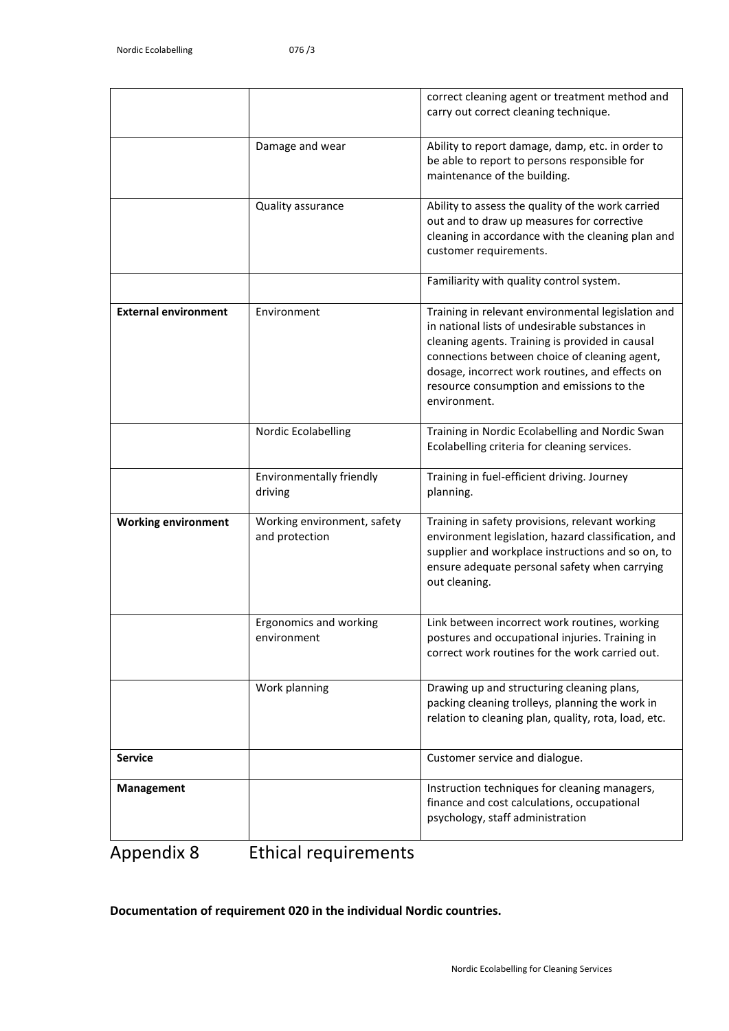| | | |
|---|---|---|
| | | correct cleaning agent or treatment method and carry out correct cleaning technique. |
| | Damage and wear | Ability to report damage, damp, etc. in order to be able to report to persons responsible for maintenance of the building. |
| | Quality assurance | Ability to assess the quality of the work carried out and to draw up measures for corrective cleaning in accordance with the cleaning plan and customer requirements. |
| | | Familiarity with quality control system. |
| **External environment** | Environment | Training in relevant environmental legislation and in national lists of undesirable substances in cleaning agents. Training is provided in causal connections between choice of cleaning agent, dosage, incorrect work routines, and effects on resource consumption and emissions to the environment. |
| | Nordic Ecolabelling | Training in Nordic Ecolabelling and Nordic Swan Ecolabelling criteria for cleaning services. |
| | Environmentally friendly driving | Training in fuel-efficient driving. Journey planning. |
| **Working environment** | Working environment, safety and protection | Training in safety provisions, relevant working environment legislation, hazard classification, and supplier and workplace instructions and so on, to ensure adequate personal safety when carrying out cleaning. |
| | Ergonomics and working environment | Link between incorrect work routines, working postures and occupational injuries. Training in correct work routines for the work carried out. |
| | Work planning | Drawing up and structuring cleaning plans, packing cleaning trolleys, planning the work in relation to cleaning plan, quality, rota, load, etc. |
| **Service** | | Customer service and dialogue. |
| **Management** | | Instruction techniques for cleaning managers, finance and cost calculations, occupational psychology, staff administration |

# Appendix 8 Ethical requirements

**Documentation of requirement 020 in the individual Nordic countries.**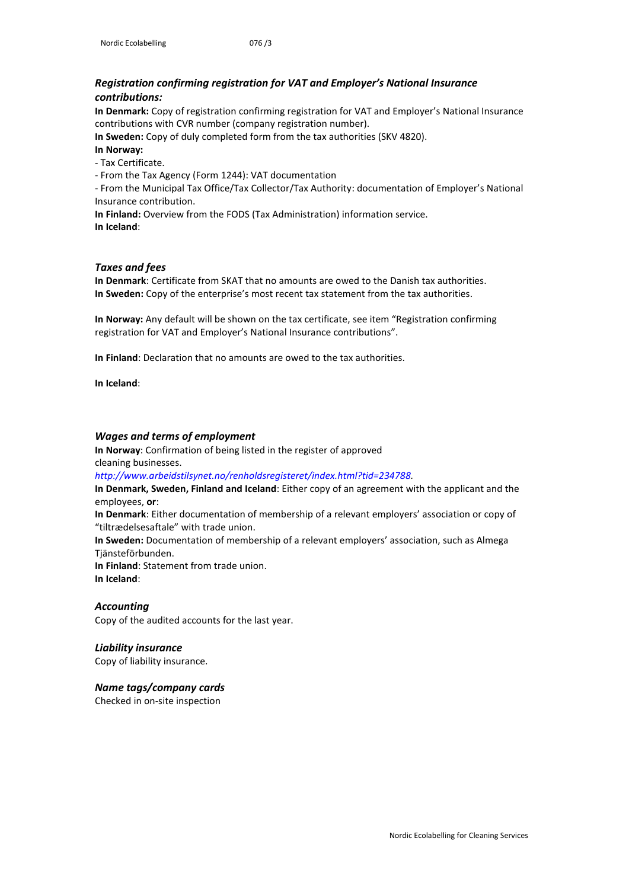### *Registration confirming registration for VAT and Employer's National Insurance contributions:*

**In Denmark:** Copy of registration confirming registration for VAT and Employer's National Insurance contributions with CVR number (company registration number).

**In Sweden:** Copy of duly completed form from the tax authorities (SKV 4820).

**In Norway:**

- Tax Certificate.
- From the Tax Agency (Form 1244): VAT documentation
- From the Municipal Tax Office/Tax Collector/Tax Authority: documentation of Employer's National Insurance contribution.

**In Finland:** Overview from the FODS (Tax Administration) information service.

**In Iceland**:

### *Taxes and fees*

**In Denmark**: Certificate from SKAT that no amounts are owed to the Danish tax authorities.

**In Sweden:** Copy of the enterprise's most recent tax statement from the tax authorities.

**In Norway:** Any default will be shown on the tax certificate, see item "Registration confirming registration for VAT and Employer's National Insurance contributions".

**In Finland**: Declaration that no amounts are owed to the tax authorities.

**In Iceland**:

### *Wages and terms of employment*

**In Norway**: Confirmation of being listed in the register of approved cleaning businesses.

*http://www.arbeidstilsynet.no/renholdsregisteret/index.html?tid=234788.*

**In Denmark, Sweden, Finland and Iceland**: Either copy of an agreement with the applicant and the employees, **or**:

**In Denmark**: Either documentation of membership of a relevant employers' association or copy of "tiltrædelsesaftale" with trade union.

**In Sweden:** Documentation of membership of a relevant employers' association, such as Almega Tjänsteförbunden.

**In Finland**: Statement from trade union.

**In Iceland**:

### *Accounting*

Copy of the audited accounts for the last year.

### *Liability insurance*

Copy of liability insurance.

### *Name tags/company cards*

Checked in on-site inspection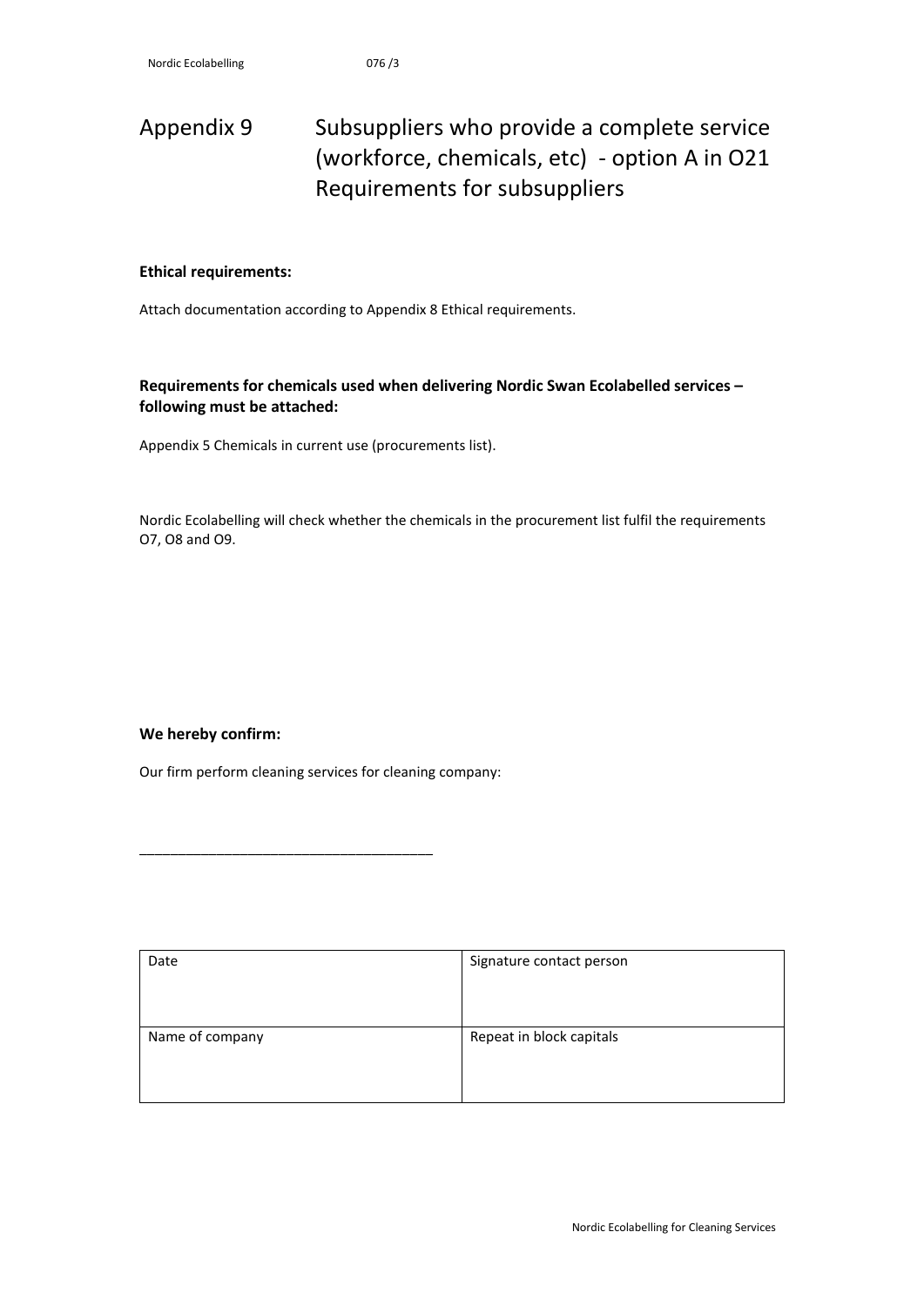# Appendix 9 Subsuppliers who provide a complete service (workforce, chemicals, etc) - option A in O21 Requirements for subsuppliers

**Ethical requirements:**

Attach documentation according to Appendix 8 Ethical requirements.

**Requirements for chemicals used when delivering Nordic Swan Ecolabelled services – following must be attached:**

Appendix 5 Chemicals in current use (procurements list).

Nordic Ecolabelling will check whether the chemicals in the procurement list fulfil the requirements O7, O8 and O9.

**We hereby confirm:**

Our firm perform cleaning services for cleaning company:

_______________________________________

| Date | Signature contact person |
|---|---|
| Name of company | Repeat in block capitals |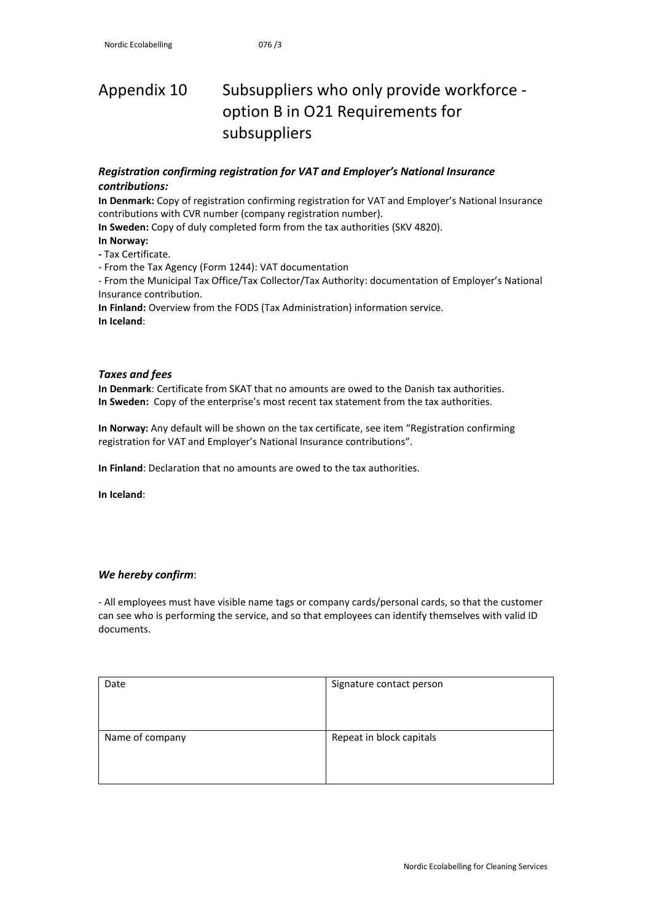# Appendix 10 Subsuppliers who only provide workforce - option B in O21 Requirements for subsuppliers

### *Registration confirming registration for VAT and Employer's National Insurance contributions:*

**In Denmark:** Copy of registration confirming registration for VAT and Employer's National Insurance contributions with CVR number (company registration number).

**In Sweden:** Copy of duly completed form from the tax authorities (SKV 4820).

**In Norway:**

- Tax Certificate.
- From the Tax Agency (Form 1244): VAT documentation
- From the Municipal Tax Office/Tax Collector/Tax Authority: documentation of Employer's National Insurance contribution.

**In Finland:** Overview from the FODS (Tax Administration) information service.

**In Iceland**:

### *Taxes and fees*

**In Denmark**: Certificate from SKAT that no amounts are owed to the Danish tax authorities.

**In Sweden:** Copy of the enterprise's most recent tax statement from the tax authorities.

**In Norway:** Any default will be shown on the tax certificate, see item "Registration confirming registration for VAT and Employer's National Insurance contributions".

**In Finland**: Declaration that no amounts are owed to the tax authorities.

**In Iceland**:

### *We hereby confirm*:

- All employees must have visible name tags or company cards/personal cards, so that the customer can see who is performing the service, and so that employees can identify themselves with valid ID documents.

| | |
|---|---|
| Date | Signature contact person |
| Name of company | Repeat in block capitals |